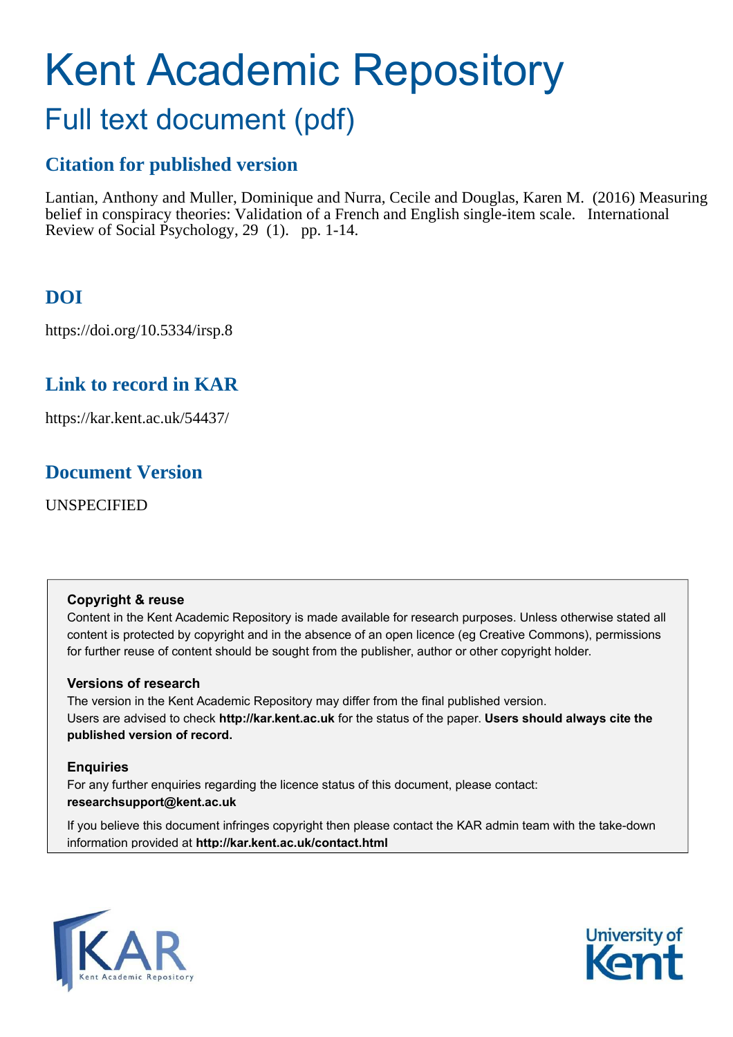# Kent Academic Repository

## Full text document (pdf)

## Citation for published version

Lantian, Anthony and Muller, Dominique and Nurra, Cecile and Douglas, Karen M. (2016) Measuring belief in conspiracy theories: Validation of a French and English single-item scale. International Review of Social Psychology, 29 (1). pp. 1-14.

## DOI

https://doi.org/10.5334/irsp.8

## Link to record in KAR

https://kar.kent.ac.uk/54437/

## Document Version

UNSPECIFIED

**Copyright & reuse**

Content in the Kent Academic Repository is made available for research purposes. Unless otherwise stated all content is protected by copyright and in the absence of an open licence (eg Creative Commons), permissions for further reuse of content should be sought from the publisher, author or other copyright holder.

**Versions of research**

The version in the Kent Academic Repository may differ from the final published version. Users are advised to check **http://kar.kent.ac.uk** for the status of the paper. **Users should always cite the published version of record.**

**Enquiries**

For any further enquiries regarding the licence status of this document, please contact: **researchsupport@kent.ac.uk**

If you believe this document infringes copyright then please contact the KAR admin team with the take-down information provided at **http://kar.kent.ac.uk/contact.html**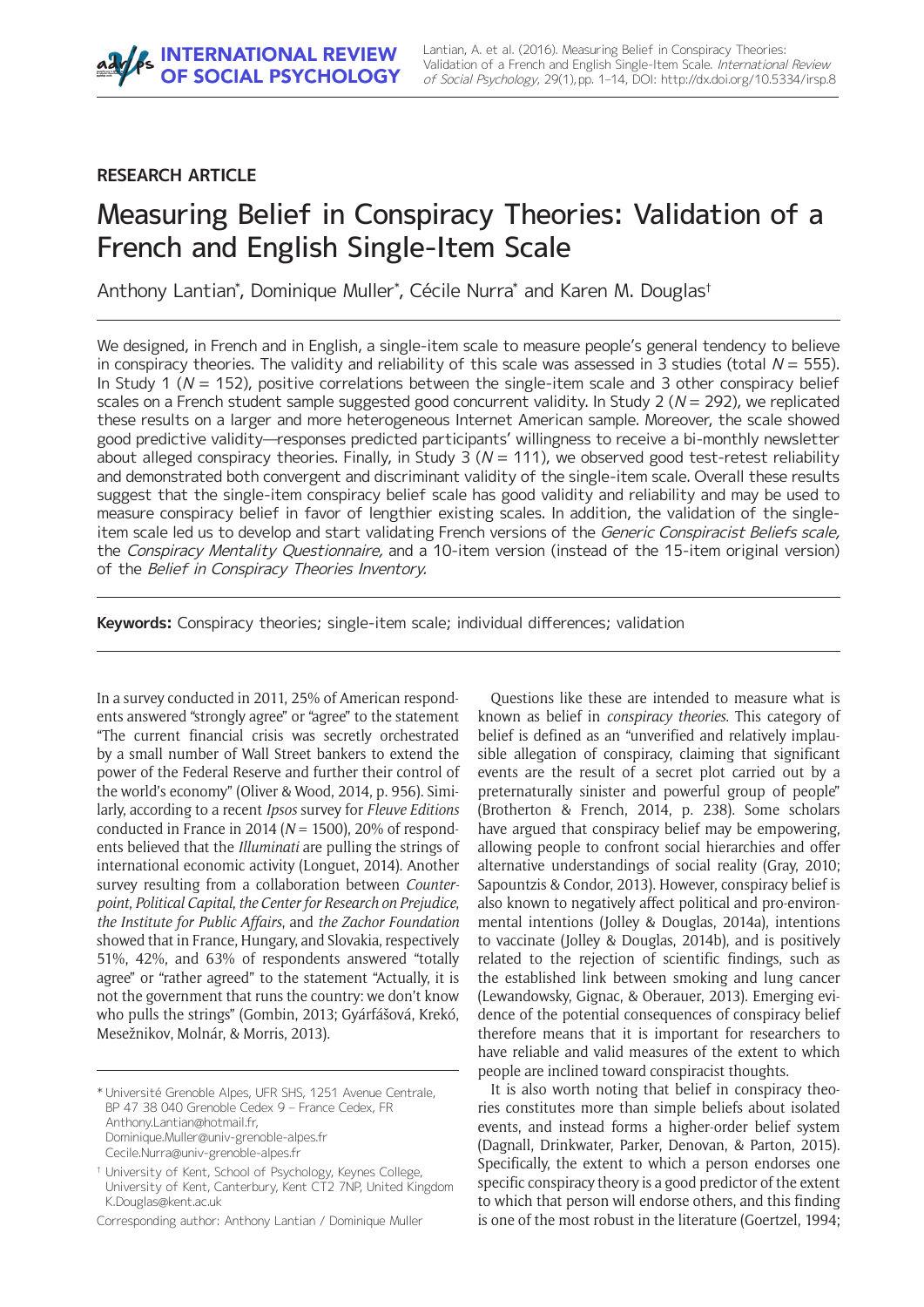# Measuring Belief in Conspiracy Theories: Validation of a French and English Single-Item Scale

Anthony Lantian*, Dominique Muller*, Cécile Nurra* and Karen M. Douglas†

We designed, in French and in English, a single-item scale to measure people's general tendency to believe in conspiracy theories. The validity and reliability of this scale was assessed in 3 studies (total $N = 555$). In Study 1 ($N = 152$), positive correlations between the single-item scale and 3 other conspiracy belief scales on a French student sample suggested good concurrent validity. In Study 2 ($N = 292$), we replicated these results on a larger and more heterogeneous Internet American sample. Moreover, the scale showed good predictive validity—responses predicted participants' willingness to receive a bi-monthly newsletter about alleged conspiracy theories. Finally, in Study 3 ($N = 111$), we observed good test-retest reliability and demonstrated both convergent and discriminant validity of the single-item scale. Overall these results suggest that the single-item conspiracy belief scale has good validity and reliability and may be used to measure conspiracy belief in favor of lengthier existing scales. In addition, the validation of the single-item scale led us to develop and start validating French versions of the *Generic Conspiracist Beliefs scale,* the *Conspiracy Mentality Questionnaire,* and a 10-item version (instead of the 15-item original version) of the *Belief in Conspiracy Theories Inventory.*

**Keywords:** Conspiracy theories; single-item scale; individual differences; validation

In a survey conducted in 2011, 25% of American respondents answered "strongly agree" or "agree" to the statement "The current financial crisis was secretly orchestrated by a small number of Wall Street bankers to extend the power of the Federal Reserve and further their control of the world's economy" (Oliver & Wood, 2014, p. 956). Similarly, according to a recent *Ipsos* survey for *Fleuve Editions* conducted in France in 2014 ($N = 1500$), 20% of respondents believed that the *Illuminati* are pulling the strings of international economic activity (Longuet, 2014). Another survey resulting from a collaboration between *Counterpoint*, *Political Capital*, *the Center for Research on Prejudice*, *the Institute for Public Affairs*, and *the Zachor Foundation* showed that in France, Hungary, and Slovakia, respectively 51%, 42%, and 63% of respondents answered "totally agree" or "rather agreed" to the statement "Actually, it is not the government that runs the country: we don't know who pulls the strings" (Gombin, 2013; Gyárfášová, Krekó, Mesežnikov, Molnár, & Morris, 2013).

Questions like these are intended to measure what is known as belief in *conspiracy theories*. This category of belief is defined as an "unverified and relatively implausible allegation of conspiracy, claiming that significant events are the result of a secret plot carried out by a preternaturally sinister and powerful group of people" (Brotherton & French, 2014, p. 238). Some scholars have argued that conspiracy belief may be empowering, allowing people to confront social hierarchies and offer alternative understandings of social reality (Gray, 2010; Sapountzis & Condor, 2013). However, conspiracy belief is also known to negatively affect political and pro-environmental intentions (Jolley & Douglas, 2014a), intentions to vaccinate (Jolley & Douglas, 2014b), and is positively related to the rejection of scientific findings, such as the established link between smoking and lung cancer (Lewandowsky, Gignac, & Oberauer, 2013). Emerging evidence of the potential consequences of conspiracy belief therefore means that it is important for researchers to have reliable and valid measures of the extent to which people are inclined toward conspiracist thoughts.

It is also worth noting that belief in conspiracy theories constitutes more than simple beliefs about isolated events, and instead forms a higher-order belief system (Dagnall, Drinkwater, Parker, Denovan, & Parton, 2015). Specifically, the extent to which a person endorses one specific conspiracy theory is a good predictor of the extent to which that person will endorse others, and this finding is one of the most robust in the literature (Goertzel, 1994;

---

\* Université Grenoble Alpes, UFR SHS, 1251 Avenue Centrale, BP 47 38 040 Grenoble Cedex 9 – France Cedex, FR
Anthony.Lantian@hotmail.fr,
Dominique.Muller@univ-grenoble-alpes.fr
Cecile.Nurra@univ-grenoble-alpes.fr

† University of Kent, School of Psychology, Keynes College, University of Kent, Canterbury, Kent CT2 7NP, United Kingdom
K.Douglas@kent.ac.uk

Corresponding author: Anthony Lantian / Dominique Muller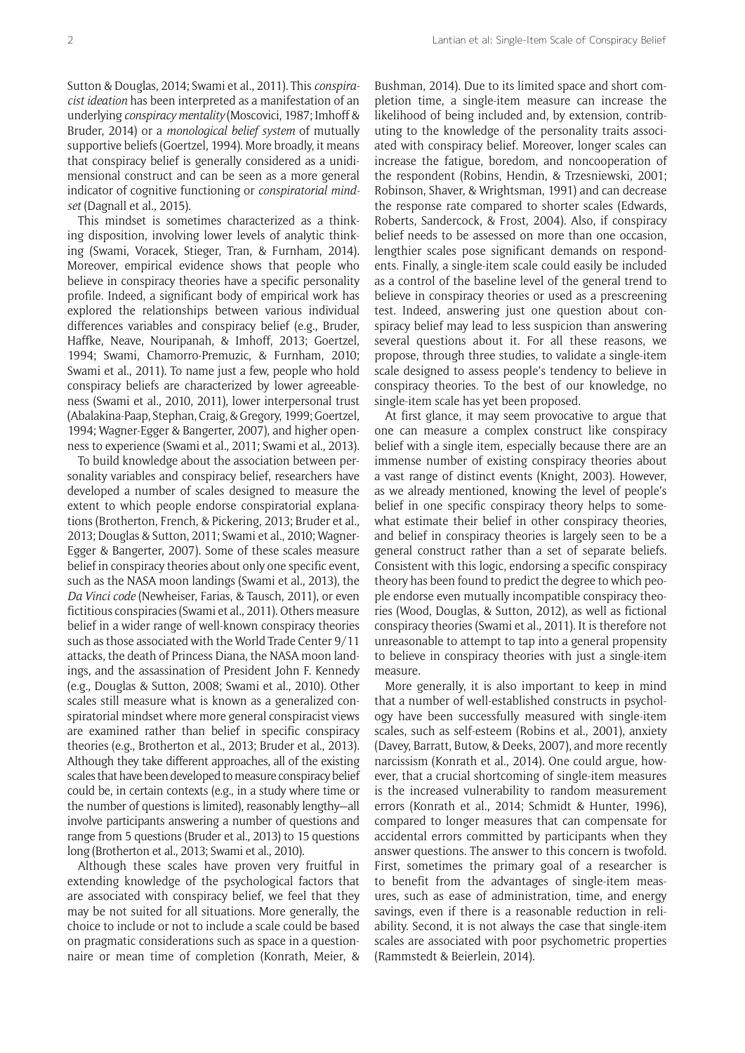Sutton & Douglas, 2014; Swami et al., 2011). This *conspiracist ideation* has been interpreted as a manifestation of an underlying *conspiracy mentality* (Moscovici, 1987; Imhoff & Bruder, 2014) or a *monological belief system* of mutually supportive beliefs (Goertzel, 1994). More broadly, it means that conspiracy belief is generally considered as a unidimensional construct and can be seen as a more general indicator of cognitive functioning or *conspiratorial mindset* (Dagnall et al., 2015).

This mindset is sometimes characterized as a thinking disposition, involving lower levels of analytic thinking (Swami, Voracek, Stieger, Tran, & Furnham, 2014). Moreover, empirical evidence shows that people who believe in conspiracy theories have a specific personality profile. Indeed, a significant body of empirical work has explored the relationships between various individual differences variables and conspiracy belief (e.g., Bruder, Haffke, Neave, Nouripanah, & Imhoff, 2013; Goertzel, 1994; Swami, Chamorro-Premuzic, & Furnham, 2010; Swami et al., 2011). To name just a few, people who hold conspiracy beliefs are characterized by lower agreeableness (Swami et al., 2010, 2011), lower interpersonal trust (Abalakina-Paap, Stephan, Craig, & Gregory, 1999; Goertzel, 1994; Wagner-Egger & Bangerter, 2007), and higher openness to experience (Swami et al., 2011; Swami et al., 2013).

To build knowledge about the association between personality variables and conspiracy belief, researchers have developed a number of scales designed to measure the extent to which people endorse conspiratorial explanations (Brotherton, French, & Pickering, 2013; Bruder et al., 2013; Douglas & Sutton, 2011; Swami et al., 2010; Wagner-Egger & Bangerter, 2007). Some of these scales measure belief in conspiracy theories about only one specific event, such as the NASA moon landings (Swami et al., 2013), the *Da Vinci code* (Newheiser, Farias, & Tausch, 2011), or even fictitious conspiracies (Swami et al., 2011). Others measure belief in a wider range of well-known conspiracy theories such as those associated with the World Trade Center 9/11 attacks, the death of Princess Diana, the NASA moon landings, and the assassination of President John F. Kennedy (e.g., Douglas & Sutton, 2008; Swami et al., 2010). Other scales still measure what is known as a generalized conspiratorial mindset where more general conspiracist views are examined rather than belief in specific conspiracy theories (e.g., Brotherton et al., 2013; Bruder et al., 2013). Although they take different approaches, all of the existing scales that have been developed to measure conspiracy belief could be, in certain contexts (e.g., in a study where time or the number of questions is limited), reasonably lengthy—all involve participants answering a number of questions and range from 5 questions (Bruder et al., 2013) to 15 questions long (Brotherton et al., 2013; Swami et al., 2010).

Although these scales have proven very fruitful in extending knowledge of the psychological factors that are associated with conspiracy belief, we feel that they may be not suited for all situations. More generally, the choice to include or not to include a scale could be based on pragmatic considerations such as space in a questionnaire or mean time of completion (Konrath, Meier, & Bushman, 2014). Due to its limited space and short completion time, a single-item measure can increase the likelihood of being included and, by extension, contributing to the knowledge of the personality traits associated with conspiracy belief. Moreover, longer scales can increase the fatigue, boredom, and noncooperation of the respondent (Robins, Hendin, & Trzesniewski, 2001; Robinson, Shaver, & Wrightsman, 1991) and can decrease the response rate compared to shorter scales (Edwards, Roberts, Sandercock, & Frost, 2004). Also, if conspiracy belief needs to be assessed on more than one occasion, lengthier scales pose significant demands on respondents. Finally, a single-item scale could easily be included as a control of the baseline level of the general trend to believe in conspiracy theories or used as a prescreening test. Indeed, answering just one question about conspiracy belief may lead to less suspicion than answering several questions about it. For all these reasons, we propose, through three studies, to validate a single-item scale designed to assess people's tendency to believe in conspiracy theories. To the best of our knowledge, no single-item scale has yet been proposed.

At first glance, it may seem provocative to argue that one can measure a complex construct like conspiracy belief with a single item, especially because there are an immense number of existing conspiracy theories about a vast range of distinct events (Knight, 2003). However, as we already mentioned, knowing the level of people's belief in one specific conspiracy theory helps to somewhat estimate their belief in other conspiracy theories, and belief in conspiracy theories is largely seen to be a general construct rather than a set of separate beliefs. Consistent with this logic, endorsing a specific conspiracy theory has been found to predict the degree to which people endorse even mutually incompatible conspiracy theories (Wood, Douglas, & Sutton, 2012), as well as fictional conspiracy theories (Swami et al., 2011). It is therefore not unreasonable to attempt to tap into a general propensity to believe in conspiracy theories with just a single-item measure.

More generally, it is also important to keep in mind that a number of well-established constructs in psychology have been successfully measured with single-item scales, such as self-esteem (Robins et al., 2001), anxiety (Davey, Barratt, Butow, & Deeks, 2007), and more recently narcissism (Konrath et al., 2014). One could argue, however, that a crucial shortcoming of single-item measures is the increased vulnerability to random measurement errors (Konrath et al., 2014; Schmidt & Hunter, 1996), compared to longer measures that can compensate for accidental errors committed by participants when they answer questions. The answer to this concern is twofold. First, sometimes the primary goal of a researcher is to benefit from the advantages of single-item measures, such as ease of administration, time, and energy savings, even if there is a reasonable reduction in reliability. Second, it is not always the case that single-item scales are associated with poor psychometric properties (Rammstedt & Beierlein, 2014).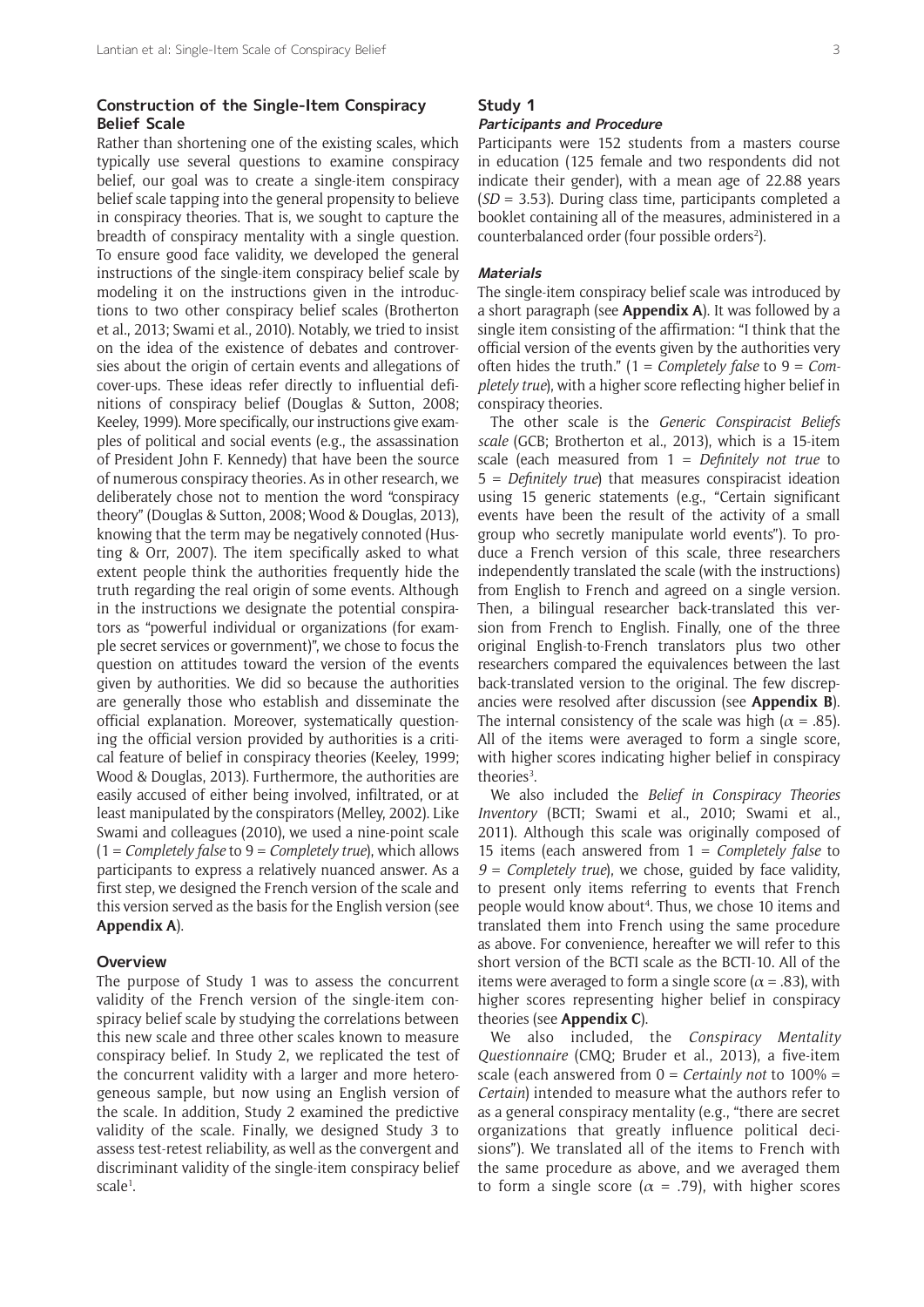## Construction of the Single-Item Conspiracy Belief Scale

Rather than shortening one of the existing scales, which typically use several questions to examine conspiracy belief, our goal was to create a single-item conspiracy belief scale tapping into the general propensity to believe in conspiracy theories. That is, we sought to capture the breadth of conspiracy mentality with a single question. To ensure good face validity, we developed the general instructions of the single-item conspiracy belief scale by modeling it on the instructions given in the introductions to two other conspiracy belief scales (Brotherton et al., 2013; Swami et al., 2010). Notably, we tried to insist on the idea of the existence of debates and controversies about the origin of certain events and allegations of cover-ups. These ideas refer directly to influential definitions of conspiracy belief (Douglas & Sutton, 2008; Keeley, 1999). More specifically, our instructions give examples of political and social events (e.g., the assassination of President John F. Kennedy) that have been the source of numerous conspiracy theories. As in other research, we deliberately chose not to mention the word "conspiracy theory" (Douglas & Sutton, 2008; Wood & Douglas, 2013), knowing that the term may be negatively connoted (Husting & Orr, 2007). The item specifically asked to what extent people think the authorities frequently hide the truth regarding the real origin of some events. Although in the instructions we designate the potential conspirators as "powerful individual or organizations (for example secret services or government)", we chose to focus the question on attitudes toward the version of the events given by authorities. We did so because the authorities are generally those who establish and disseminate the official explanation. Moreover, systematically questioning the official version provided by authorities is a critical feature of belief in conspiracy theories (Keeley, 1999; Wood & Douglas, 2013). Furthermore, the authorities are easily accused of either being involved, infiltrated, or at least manipulated by the conspirators (Melley, 2002). Like Swami and colleagues (2010), we used a nine-point scale (1 = *Completely false* to 9 = *Completely true*), which allows participants to express a relatively nuanced answer. As a first step, we designed the French version of the scale and this version served as the basis for the English version (see **Appendix A**).

## Overview

The purpose of Study 1 was to assess the concurrent validity of the French version of the single-item conspiracy belief scale by studying the correlations between this new scale and three other scales known to measure conspiracy belief. In Study 2, we replicated the test of the concurrent validity with a larger and more heterogeneous sample, but now using an English version of the scale. In addition, Study 2 examined the predictive validity of the scale. Finally, we designed Study 3 to assess test-retest reliability, as well as the convergent and discriminant validity of the single-item conspiracy belief scale[1].

## Study 1

### Participants and Procedure

Participants were 152 students from a masters course in education (125 female and two respondents did not indicate their gender), with a mean age of 22.88 years (*SD* = 3.53). During class time, participants completed a booklet containing all of the measures, administered in a counterbalanced order (four possible orders[2]).

### Materials

The single-item conspiracy belief scale was introduced by a short paragraph (see **Appendix A**). It was followed by a single item consisting of the affirmation: "I think that the official version of the events given by the authorities very often hides the truth." (1 = *Completely false* to 9 = *Completely true*), with a higher score reflecting higher belief in conspiracy theories.

The other scale is the *Generic Conspiracist Beliefs scale* (GCB; Brotherton et al., 2013), which is a 15-item scale (each measured from 1 = *Definitely not true* to 5 = *Definitely true*) that measures conspiracist ideation using 15 generic statements (e.g., "Certain significant events have been the result of the activity of a small group who secretly manipulate world events"). To produce a French version of this scale, three researchers independently translated the scale (with the instructions) from English to French and agreed on a single version. Then, a bilingual researcher back-translated this version from French to English. Finally, one of the three original English-to-French translators plus two other researchers compared the equivalences between the last back-translated version to the original. The few discrepancies were resolved after discussion (see **Appendix B**). The internal consistency of the scale was high ($\alpha$ = .85). All of the items were averaged to form a single score, with higher scores indicating higher belief in conspiracy theories[3].

We also included the *Belief in Conspiracy Theories Inventory* (BCTI; Swami et al., 2010; Swami et al., 2011). Although this scale was originally composed of 15 items (each answered from 1 = *Completely false* to *9 = Completely true*), we chose, guided by face validity, to present only items referring to events that French people would know about[4]. Thus, we chose 10 items and translated them into French using the same procedure as above. For convenience, hereafter we will refer to this short version of the BCTI scale as the BCTI-10. All of the items were averaged to form a single score ($\alpha$ = .83), with higher scores representing higher belief in conspiracy theories (see **Appendix C**).

We also included, the *Conspiracy Mentality Questionnaire* (CMQ; Bruder et al., 2013), a five-item scale (each answered from 0 = *Certainly not* to 100% = *Certain*) intended to measure what the authors refer to as a general conspiracy mentality (e.g., "there are secret organizations that greatly influence political decisions"). We translated all of the items to French with the same procedure as above, and we averaged them to form a single score ($\alpha$ = .79), with higher scores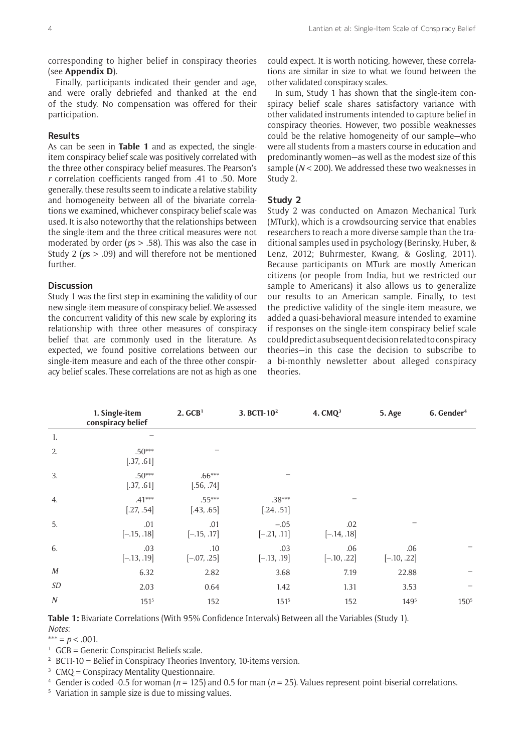corresponding to higher belief in conspiracy theories (see **Appendix D**).

Finally, participants indicated their gender and age, and were orally debriefed and thanked at the end of the study. No compensation was offered for their participation.

### Results

As can be seen in **Table 1** and as expected, the single-item conspiracy belief scale was positively correlated with the three other conspiracy belief measures. The Pearson's *r* correlation coefficients ranged from .41 to .50. More generally, these results seem to indicate a relative stability and homogeneity between all of the bivariate correlations we examined, whichever conspiracy belief scale was used. It is also noteworthy that the relationships between the single-item and the three critical measures were not moderated by order ($ps > .58$). This was also the case in Study 2 ($ps > .09$) and will therefore not be mentioned further.

### Discussion

Study 1 was the first step in examining the validity of our new single-item measure of conspiracy belief. We assessed the concurrent validity of this new scale by exploring its relationship with three other measures of conspiracy belief that are commonly used in the literature. As expected, we found positive correlations between our single-item measure and each of the three other conspiracy belief scales. These correlations are not as high as one could expect. It is worth noticing, however, these correlations are similar in size to what we found between the other validated conspiracy scales.

In sum, Study 1 has shown that the single-item conspiracy belief scale shares satisfactory variance with other validated instruments intended to capture belief in conspiracy theories. However, two possible weaknesses could be the relative homogeneity of our sample—who were all students from a masters course in education and predominantly women—as well as the modest size of this sample ($N < 200$). We addressed these two weaknesses in Study 2.

## Study 2

Study 2 was conducted on Amazon Mechanical Turk (MTurk), which is a crowdsourcing service that enables researchers to reach a more diverse sample than the traditional samples used in psychology (Berinsky, Huber, & Lenz, 2012; Buhrmester, Kwang, & Gosling, 2011). Because participants on MTurk are mostly American citizens (or people from India, but we restricted our sample to Americans) it also allows us to generalize our results to an American sample. Finally, to test the predictive validity of the single-item measure, we added a quasi-behavioral measure intended to examine if responses on the single-item conspiracy belief scale could predict a subsequent decision related to conspiracy theories—in this case the decision to subscribe to a bi-monthly newsletter about alleged conspiracy theories.

| | 1. Single-item conspiracy belief | 2. GCB[1] | 3. BCTI-10[2] | 4. CMQ[3] | 5. Age | 6. Gender[4] |
|---|---|---|---|---|---|---|
| 1. | – | | | | | |
| 2. | .50*** [.37, .61] | – | | | | |
| 3. | .50*** [.37, .61] | .66*** [.56, .74] | – | | | |
| 4. | .41*** [.27, .54] | .55*** [.43, .65] | .38*** [.24, .51] | – | | |
| 5. | .01 [–.15, .18] | .01 [–.15, .17] | –.05 [–.21, .11] | .02 [–.14, .18] | – | |
| 6. | .03 [–.13, .19] | .10 [–.07, .25] | .03 [–.13, .19] | .06 [–.10, .22] | .06 [–.10, .22] | – |
| *M* | 6.32 | 2.82 | 3.68 | 7.19 | 22.88 | – |
| *SD* | 2.03 | 0.64 | 1.42 | 1.31 | 3.53 | – |
| *N* | 151[5] | 152 | 151[5] | 152 | 149[5] | 150[5] |

**Table 1:** Bivariate Correlations (With 95% Confidence Intervals) Between all the Variables (Study 1).

*Notes*:

*** = $p < .001$.

[1] GCB = Generic Conspiracist Beliefs scale.

[2] BCTI-10 = Belief in Conspiracy Theories Inventory, 10-items version.

[3] CMQ = Conspiracy Mentality Questionnaire.

[4] Gender is coded -0.5 for woman ($n = 125$) and 0.5 for man ($n = 25$). Values represent point-biserial correlations.

[5] Variation in sample size is due to missing values.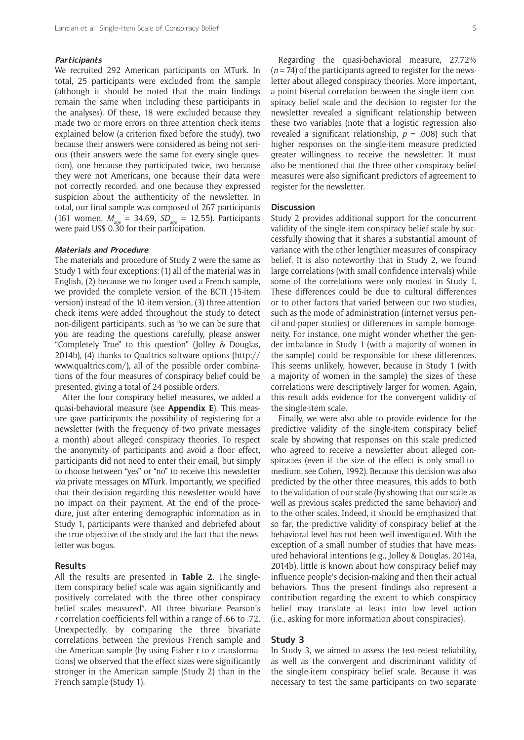#### *Participants*

We recruited 292 American participants on MTurk. In total, 25 participants were excluded from the sample (although it should be noted that the main findings remain the same when including these participants in the analyses). Of these, 18 were excluded because they made two or more errors on three attention check items explained below (a criterion fixed before the study), two because their answers were considered as being not serious (their answers were the same for every single question), one because they participated twice, two because they were not Americans, one because their data were not correctly recorded, and one because they expressed suspicion about the authenticity of the newsletter. In total, our final sample was composed of 267 participants (161 women, $M_{age}$ = 34.69, $SD_{age}$ = 12.55). Participants were paid US$ 0.30 for their participation.

#### *Materials and Procedure*

The materials and procedure of Study 2 were the same as Study 1 with four exceptions: (1) all of the material was in English, (2) because we no longer used a French sample, we provided the complete version of the BCTI (15-item version) instead of the 10-item version, (3) three attention check items were added throughout the study to detect non-diligent participants, such as "so we can be sure that you are reading the questions carefully, please answer "Completely True" to this question" (Jolley & Douglas, 2014b), (4) thanks to Qualtrics software options (http://www.qualtrics.com/), all of the possible order combinations of the four measures of conspiracy belief could be presented, giving a total of 24 possible orders.

After the four conspiracy belief measures, we added a quasi-behavioral measure (see **Appendix E**). This measure gave participants the possibility of registering for a newsletter (with the frequency of two private messages a month) about alleged conspiracy theories. To respect the anonymity of participants and avoid a floor effect, participants did not need to enter their email, but simply to choose between "yes" or "no" to receive this newsletter *via* private messages on MTurk. Importantly, we specified that their decision regarding this newsletter would have no impact on their payment. At the end of the procedure, just after entering demographic information as in Study 1, participants were thanked and debriefed about the true objective of the study and the fact that the newsletter was bogus.

### Results

All the results are presented in **Table 2**. The single-item conspiracy belief scale was again significantly and positively correlated with the three other conspiracy belief scales measured[5]. All three bivariate Pearson's *r* correlation coefficients fell within a range of .66 to .72. Unexpectedly, by comparing the three bivariate correlations between the previous French sample and the American sample (by using Fisher r-to-z transformations) we observed that the effect sizes were significantly stronger in the American sample (Study 2) than in the French sample (Study 1).

Regarding the quasi-behavioral measure, 27.72% ($n$ = 74) of the participants agreed to register for the newsletter about alleged conspiracy theories. More important, a point-biserial correlation between the single-item conspiracy belief scale and the decision to register for the newsletter revealed a significant relationship between these two variables (note that a logistic regression also revealed a significant relationship, $p$ = .008) such that higher responses on the single-item measure predicted greater willingness to receive the newsletter. It must also be mentioned that the three other conspiracy belief measures were also significant predictors of agreement to register for the newsletter.

### Discussion

Study 2 provides additional support for the concurrent validity of the single-item conspiracy belief scale by successfully showing that it shares a substantial amount of variance with the other lengthier measures of conspiracy belief. It is also noteworthy that in Study 2, we found large correlations (with small confidence intervals) while some of the correlations were only modest in Study 1. These differences could be due to cultural differences or to other factors that varied between our two studies, such as the mode of administration (internet versus pencil-and-paper studies) or differences in sample homogeneity. For instance, one might wonder whether the gender imbalance in Study 1 (with a majority of women in the sample) could be responsible for these differences. This seems unlikely, however, because in Study 1 (with a majority of women in the sample) the sizes of these correlations were descriptively larger for women. Again, this result adds evidence for the convergent validity of the single-item scale.

Finally, we were also able to provide evidence for the predictive validity of the single-item conspiracy belief scale by showing that responses on this scale predicted who agreed to receive a newsletter about alleged conspiracies (even if the size of the effect is only small-to-medium, see Cohen, 1992). Because this decision was also predicted by the other three measures, this adds to both to the validation of our scale (by showing that our scale as well as previous scales predicted the same behavior) and to the other scales. Indeed, it should be emphasized that so far, the predictive validity of conspiracy belief at the behavioral level has not been well investigated. With the exception of a small number of studies that have measured behavioral intentions (e.g., Jolley & Douglas, 2014a, 2014b), little is known about how conspiracy belief may influence people's decision-making and then their actual behaviors. Thus the present findings also represent a contribution regarding the extent to which conspiracy belief may translate at least into low level action (i.e., asking for more information about conspiracies).

## Study 3

In Study 3, we aimed to assess the test-retest reliability, as well as the convergent and discriminant validity of the single-item conspiracy belief scale. Because it was necessary to test the same participants on two separate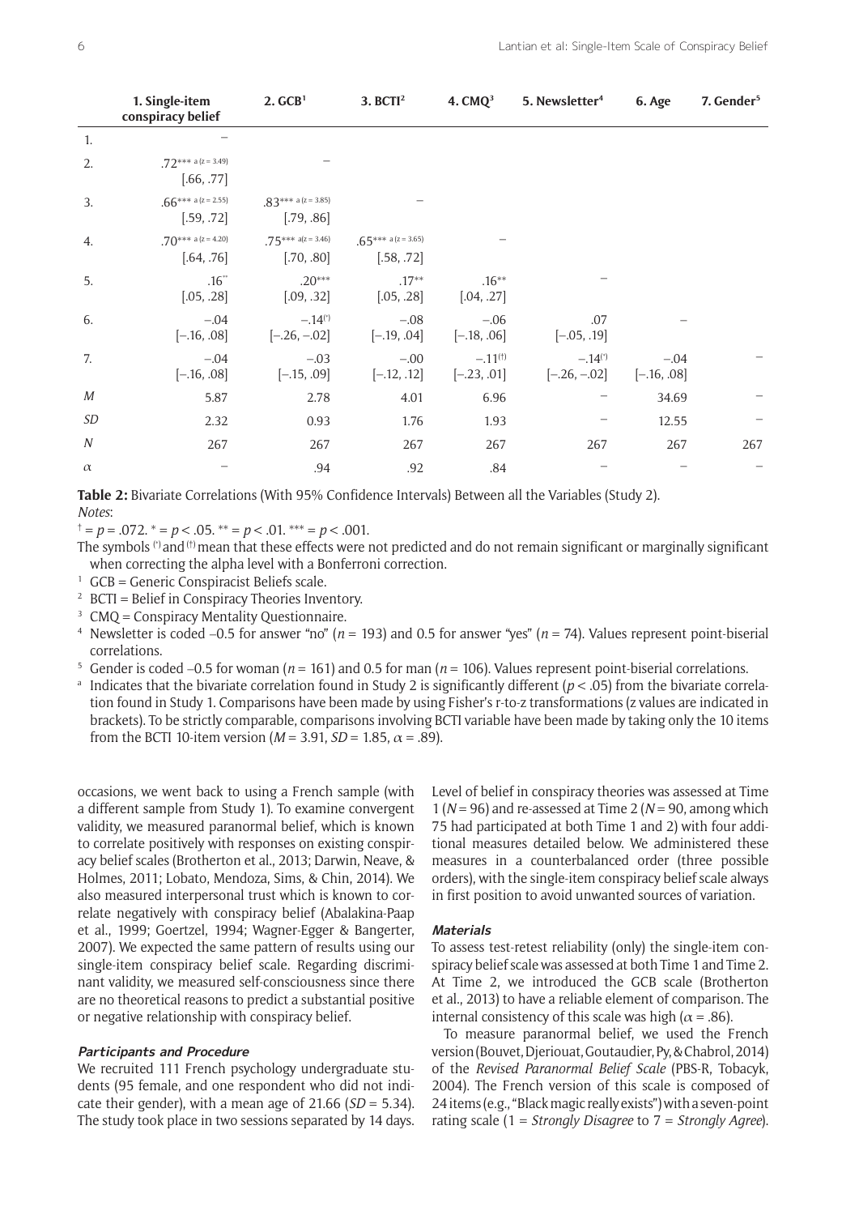| | 1. Single-item conspiracy belief | 2. GCB[1] | 3. BCTI[2] | 4. CMQ[3] | 5. Newsletter[4] | 6. Age | 7. Gender[5] |
|---|---|---|---|---|---|---|---|
| 1. | – | | | | | | |
| 2. | .72*** a (z = 3.49) [.66, .77] | – | | | | | |
| 3. | .66*** a (z = 2.55) [.59, .72] | .83*** a (z = 3.85) [.79, .86] | – | | | | |
| 4. | .70*** a (z = 4.20) [.64, .76] | .75*** a(z = 3.46) [.70, .80] | .65*** a (z = 3.65) [.58, .72] | – | | | |
| 5. | .16** [.05, .28] | .20*** [.09, .32] | .17** [.05, .28] | .16** [.04, .27] | – | | |
| 6. | −.04 [−.16, .08] | −.14(*) [−.26, −.02] | −.08 [−.19, .04] | −.06 [−.18, .06] | .07 [−.05, .19] | – | |
| 7. | −.04 [−.16, .08] | −.03 [−.15, .09] | −.00 [−.12, .12] | −.11(†) [−.23, .01] | −.14(*) [−.26, −.02] | −.04 [−.16, .08] | – |
| *M* | 5.87 | 2.78 | 4.01 | 6.96 | – | 34.69 | – |
| *SD* | 2.32 | 0.93 | 1.76 | 1.93 | – | 12.55 | – |
| *N* | 267 | 267 | 267 | 267 | 267 | 267 | 267 |
| α | – | .94 | .92 | .84 | – | – | – |

**Table 2:** Bivariate Correlations (With 95% Confidence Intervals) Between all the Variables (Study 2).
*Notes*:
† = $p = .072$. * = $p < .05$. ** = $p < .01$. *** = $p < .001$.
The symbols (*) and (†) mean that these effects were not predicted and do not remain significant or marginally significant when correcting the alpha level with a Bonferroni correction.
[1] GCB = Generic Conspiracist Beliefs scale.
[2] BCTI = Belief in Conspiracy Theories Inventory.
[3] CMQ = Conspiracy Mentality Questionnaire.
[4] Newsletter is coded –0.5 for answer "no" ($n = 193$) and 0.5 for answer "yes" ($n = 74$). Values represent point-biserial correlations.
[5] Gender is coded –0.5 for woman ($n = 161$) and 0.5 for man ($n = 106$). Values represent point-biserial correlations.
[a] Indicates that the bivariate correlation found in Study 2 is significantly different ($p < .05$) from the bivariate correlation found in Study 1. Comparisons have been made by using Fisher's r-to-z transformations (z values are indicated in brackets). To be strictly comparable, comparisons involving BCTI variable have been made by taking only the 10 items from the BCTI 10-item version ($M = 3.91$, $SD = 1.85$, $\alpha = .89$).

occasions, we went back to using a French sample (with a different sample from Study 1). To examine convergent validity, we measured paranormal belief, which is known to correlate positively with responses on existing conspiracy belief scales (Brotherton et al., 2013; Darwin, Neave, & Holmes, 2011; Lobato, Mendoza, Sims, & Chin, 2014). We also measured interpersonal trust which is known to correlate negatively with conspiracy belief (Abalakina-Paap et al., 1999; Goertzel, 1994; Wagner-Egger & Bangerter, 2007). We expected the same pattern of results using our single-item conspiracy belief scale. Regarding discriminant validity, we measured self-consciousness since there are no theoretical reasons to predict a substantial positive or negative relationship with conspiracy belief.

#### Participants and Procedure

We recruited 111 French psychology undergraduate students (95 female, and one respondent who did not indicate their gender), with a mean age of 21.66 ($SD = 5.34$). The study took place in two sessions separated by 14 days. Level of belief in conspiracy theories was assessed at Time 1 ($N = 96$) and re-assessed at Time 2 ($N = 90$, among which 75 had participated at both Time 1 and 2) with four additional measures detailed below. We administered these measures in a counterbalanced order (three possible orders), with the single-item conspiracy belief scale always in first position to avoid unwanted sources of variation.

#### Materials

To assess test-retest reliability (only) the single-item conspiracy belief scale was assessed at both Time 1 and Time 2. At Time 2, we introduced the GCB scale (Brotherton et al., 2013) to have a reliable element of comparison. The internal consistency of this scale was high ($\alpha = .86$).

To measure paranormal belief, we used the French version (Bouvet, Djeriouat, Goutaudier, Py, & Chabrol, 2014) of the *Revised Paranormal Belief Scale* (PBS-R, Tobacyk, 2004). The French version of this scale is composed of 24 items (e.g., "Black magic really exists") with a seven-point rating scale (1 = *Strongly Disagree* to 7 = *Strongly Agree*).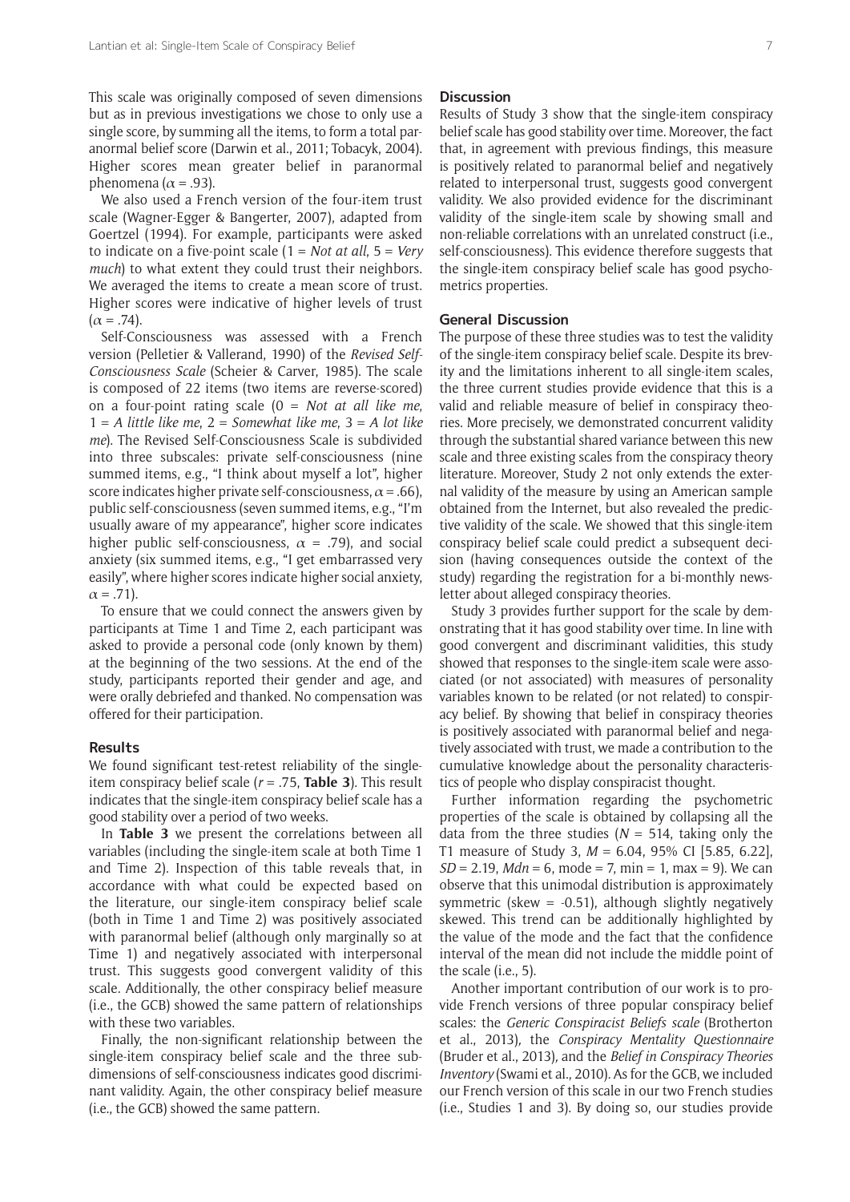This scale was originally composed of seven dimensions but as in previous investigations we chose to only use a single score, by summing all the items, to form a total paranormal belief score (Darwin et al., 2011; Tobacyk, 2004). Higher scores mean greater belief in paranormal phenomena ($\alpha = .93$).

We also used a French version of the four-item trust scale (Wagner-Egger & Bangerter, 2007), adapted from Goertzel (1994). For example, participants were asked to indicate on a five-point scale (1 = *Not at all*, 5 = *Very much*) to what extent they could trust their neighbors. We averaged the items to create a mean score of trust. Higher scores were indicative of higher levels of trust ($\alpha = .74$).

Self-Consciousness was assessed with a French version (Pelletier & Vallerand, 1990) of the *Revised Self-Consciousness Scale* (Scheier & Carver, 1985). The scale is composed of 22 items (two items are reverse-scored) on a four-point rating scale (0 = *Not at all like me*, 1 = *A little like me*, 2 = *Somewhat like me*, 3 = *A lot like me*). The Revised Self-Consciousness Scale is subdivided into three subscales: private self-consciousness (nine summed items, e.g., "I think about myself a lot", higher score indicates higher private self-consciousness, $\alpha = .66$), public self-consciousness (seven summed items, e.g., "I'm usually aware of my appearance", higher score indicates higher public self-consciousness, $\alpha = .79$), and social anxiety (six summed items, e.g., "I get embarrassed very easily", where higher scores indicate higher social anxiety, $\alpha = .71$).

To ensure that we could connect the answers given by participants at Time 1 and Time 2, each participant was asked to provide a personal code (only known by them) at the beginning of the two sessions. At the end of the study, participants reported their gender and age, and were orally debriefed and thanked. No compensation was offered for their participation.

### Results

We found significant test-retest reliability of the single-item conspiracy belief scale ($r = .75$, **Table 3**). This result indicates that the single-item conspiracy belief scale has a good stability over a period of two weeks.

In **Table 3** we present the correlations between all variables (including the single-item scale at both Time 1 and Time 2). Inspection of this table reveals that, in accordance with what could be expected based on the literature, our single-item conspiracy belief scale (both in Time 1 and Time 2) was positively associated with paranormal belief (although only marginally so at Time 1) and negatively associated with interpersonal trust. This suggests good convergent validity of this scale. Additionally, the other conspiracy belief measure (i.e., the GCB) showed the same pattern of relationships with these two variables.

Finally, the non-significant relationship between the single-item conspiracy belief scale and the three subdimensions of self-consciousness indicates good discriminant validity. Again, the other conspiracy belief measure (i.e., the GCB) showed the same pattern.

### Discussion

Results of Study 3 show that the single-item conspiracy belief scale has good stability over time. Moreover, the fact that, in agreement with previous findings, this measure is positively related to paranormal belief and negatively related to interpersonal trust, suggests good convergent validity. We also provided evidence for the discriminant validity of the single-item scale by showing small and non-reliable correlations with an unrelated construct (i.e., self-consciousness). This evidence therefore suggests that the single-item conspiracy belief scale has good psychometrics properties.

## General Discussion

The purpose of these three studies was to test the validity of the single-item conspiracy belief scale. Despite its brevity and the limitations inherent to all single-item scales, the three current studies provide evidence that this is a valid and reliable measure of belief in conspiracy theories. More precisely, we demonstrated concurrent validity through the substantial shared variance between this new scale and three existing scales from the conspiracy theory literature. Moreover, Study 2 not only extends the external validity of the measure by using an American sample obtained from the Internet, but also revealed the predictive validity of the scale. We showed that this single-item conspiracy belief scale could predict a subsequent decision (having consequences outside the context of the study) regarding the registration for a bi-monthly newsletter about alleged conspiracy theories.

Study 3 provides further support for the scale by demonstrating that it has good stability over time. In line with good convergent and discriminant validities, this study showed that responses to the single-item scale were associated (or not associated) with measures of personality variables known to be related (or not related) to conspiracy belief. By showing that belief in conspiracy theories is positively associated with paranormal belief and negatively associated with trust, we made a contribution to the cumulative knowledge about the personality characteristics of people who display conspiracist thought.

Further information regarding the psychometric properties of the scale is obtained by collapsing all the data from the three studies ($N = 514$, taking only the T1 measure of Study 3, $M = 6.04$, 95% CI [5.85, 6.22], $SD = 2.19$, $Mdn = 6$, mode = 7, min = 1, max = 9). We can observe that this unimodal distribution is approximately symmetric (skew = -0.51), although slightly negatively skewed. This trend can be additionally highlighted by the value of the mode and the fact that the confidence interval of the mean did not include the middle point of the scale (i.e., 5).

Another important contribution of our work is to provide French versions of three popular conspiracy belief scales: the *Generic Conspiracist Beliefs scale* (Brotherton et al., 2013), the *Conspiracy Mentality Questionnaire* (Bruder et al., 2013), and the *Belief in Conspiracy Theories Inventory* (Swami et al., 2010). As for the GCB, we included our French version of this scale in our two French studies (i.e., Studies 1 and 3). By doing so, our studies provide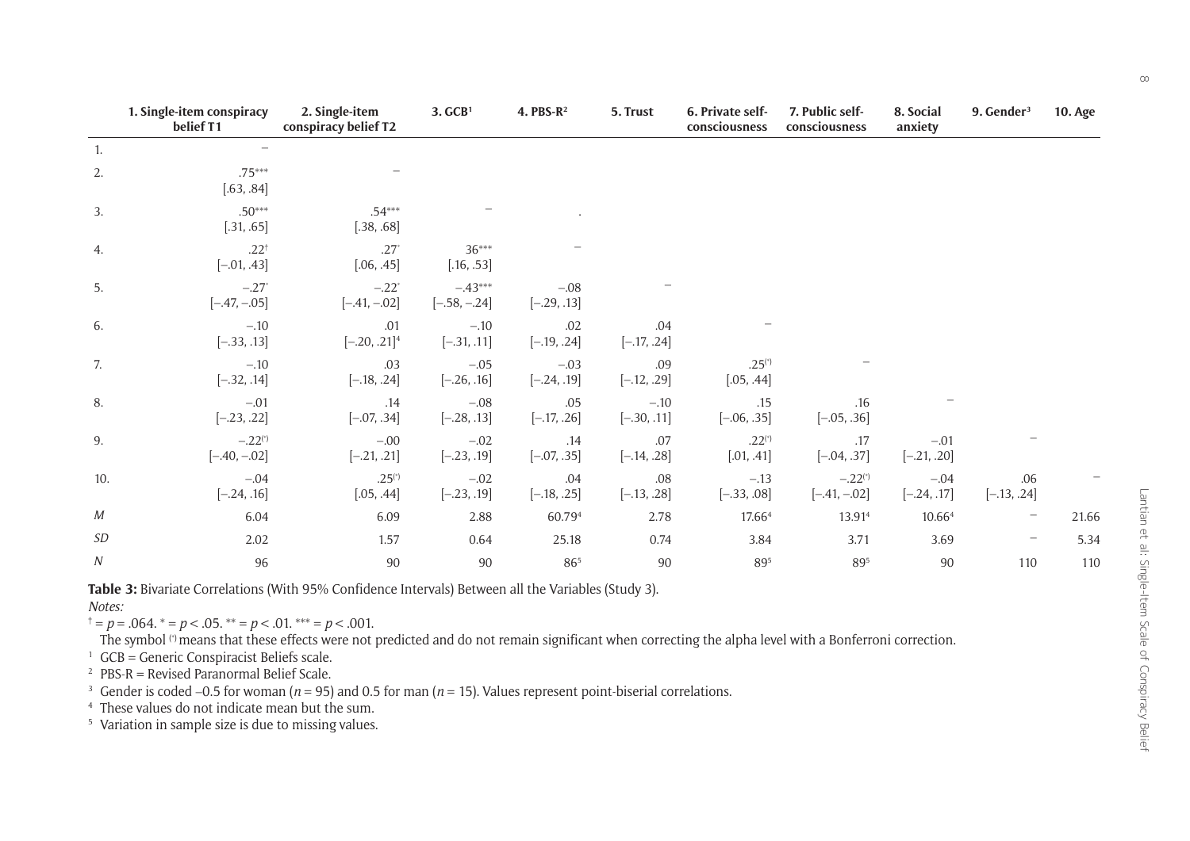| | 1. Single-item conspiracy belief T1 | 2. Single-item conspiracy belief T2 | 3. GCB[1] | 4. PBS-R[2] | 5. Trust | 6. Private self-consciousness | 7. Public self-consciousness | 8. Social anxiety | 9. Gender[3] | 10. Age |
|---|---|---|---|---|---|---|---|---|---|---|
| 1. | – | | | | | | | | | |
| 2. | .75*** [.63, .84] | – | | | | | | | | |
| 3. | .50*** [.31, .65] | .54*** [.38, .68] | – | . | | | | | | |
| 4. | .22† [−.01, .43] | .27* [.06, .45] | 36*** [.16, .53] | – | | | | | | |
| 5. | −.27* [−.47, −.05] | −.22* [−.41, −.02] | −.43*** [−.58, −.24] | −.08 [−.29, .13] | – | | | | | |
| 6. | −.10 [−.33, .13] | .01 [−.20, .21][4] | −.10 [−.31, .11] | .02 [−.19, .24] | .04 [−.17, .24] | – | | | | |
| 7. | −.10 [−.32, .14] | .03 [−.18, .24] | −.05 [−.26, .16] | −.03 [−.24, .19] | .09 [−.12, .29] | .25(*) [.05, .44] | – | | | |
| 8. | −.01 [−.23, .22] | .14 [−.07, .34] | −.08 [−.28, .13] | .05 [−.17, .26] | −.10 [−.30, .11] | .15 [−.06, .35] | .16 [−.05, .36] | – | | |
| 9. | −.22(*) [−.40, −.02] | −.00 [−.21, .21] | −.02 [−.23, .19] | .14 [−.07, .35] | .07 [−.14, .28] | .22(*) [.01, .41] | .17 [−.04, .37] | −.01 [−.21, .20] | – | |
| 10. | −.04 [−.24, .16] | .25(*) [.05, .44] | −.02 [−.23, .19] | .04 [−.18, .25] | .08 [−.13, .28] | −.13 [−.33, .08] | −.22(*) [−.41, −.02] | −.04 [−.24, .17] | .06 [−.13, .24] | – |
| *M* | 6.04 | 6.09 | 2.88 | 60.79[4] | 2.78 | 17.66[4] | 13.91[4] | 10.66[4] | – | 21.66 |
| *SD* | 2.02 | 1.57 | 0.64 | 25.18 | 0.74 | 3.84 | 3.71 | 3.69 | – | 5.34 |
| *N* | 96 | 90 | 90 | 86[5] | 90 | 89[5] | 89[5] | 90 | 110 | 110 |

**Table 3:** Bivariate Correlations (With 95% Confidence Intervals) Between all the Variables (Study 3).

*Notes:*

† = $p$ = .064. * = $p$ < .05. ** = $p$ < .01. *** = $p$ < .001.

The symbol (*) means that these effects were not predicted and do not remain significant when correcting the alpha level with a Bonferroni correction.

[1] GCB = Generic Conspiracist Beliefs scale.

[2] PBS-R = Revised Paranormal Belief Scale.

[3] Gender is coded –0.5 for woman ($n$ = 95) and 0.5 for man ($n$ = 15). Values represent point-biserial correlations.

[4] These values do not indicate mean but the sum.

[5] Variation in sample size is due to missing values.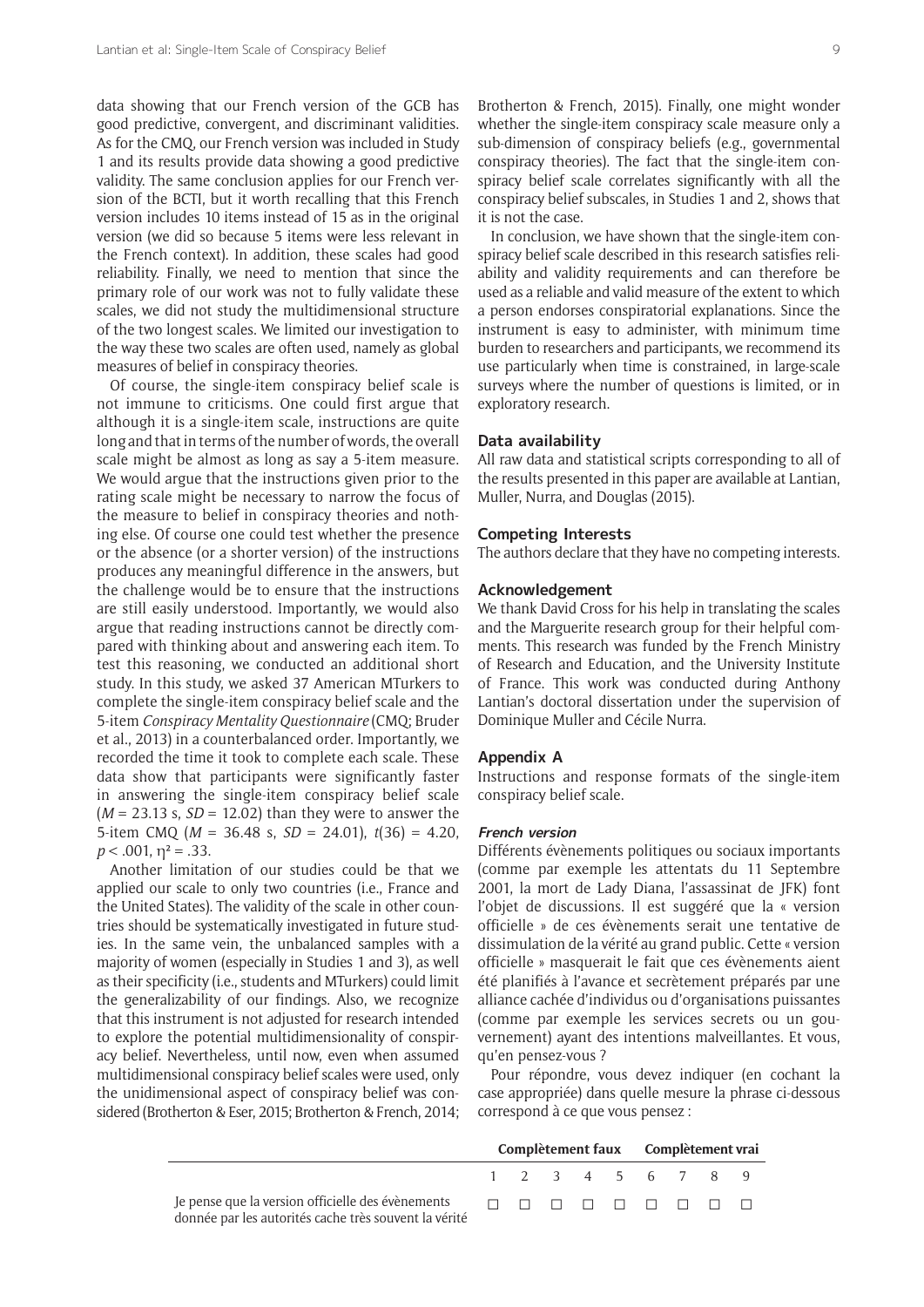data showing that our French version of the GCB has good predictive, convergent, and discriminant validities. As for the CMQ, our French version was included in Study 1 and its results provide data showing a good predictive validity. The same conclusion applies for our French version of the BCTI, but it worth recalling that this French version includes 10 items instead of 15 as in the original version (we did so because 5 items were less relevant in the French context). In addition, these scales had good reliability. Finally, we need to mention that since the primary role of our work was not to fully validate these scales, we did not study the multidimensional structure of the two longest scales. We limited our investigation to the way these two scales are often used, namely as global measures of belief in conspiracy theories.

Of course, the single-item conspiracy belief scale is not immune to criticisms. One could first argue that although it is a single-item scale, instructions are quite long and that in terms of the number of words, the overall scale might be almost as long as say a 5-item measure. We would argue that the instructions given prior to the rating scale might be necessary to narrow the focus of the measure to belief in conspiracy theories and nothing else. Of course one could test whether the presence or the absence (or a shorter version) of the instructions produces any meaningful difference in the answers, but the challenge would be to ensure that the instructions are still easily understood. Importantly, we would also argue that reading instructions cannot be directly compared with thinking about and answering each item. To test this reasoning, we conducted an additional short study. In this study, we asked 37 American MTurkers to complete the single-item conspiracy belief scale and the 5-item *Conspiracy Mentality Questionnaire* (CMQ; Bruder et al., 2013) in a counterbalanced order. Importantly, we recorded the time it took to complete each scale. These data show that participants were significantly faster in answering the single-item conspiracy belief scale ($M$ = 23.13 s, $SD$ = 12.02) than they were to answer the 5-item CMQ ($M$ = 36.48 s, $SD$ = 24.01), $t(36) = 4.20$, $p < .001$, $\eta^2 = .33$.

Another limitation of our studies could be that we applied our scale to only two countries (i.e., France and the United States). The validity of the scale in other countries should be systematically investigated in future studies. In the same vein, the unbalanced samples with a majority of women (especially in Studies 1 and 3), as well as their specificity (i.e., students and MTurkers) could limit the generalizability of our findings. Also, we recognize that this instrument is not adjusted for research intended to explore the potential multidimensionality of conspiracy belief. Nevertheless, until now, even when assumed multidimensional conspiracy belief scales were used, only the unidimensional aspect of conspiracy belief was considered (Brotherton & Eser, 2015; Brotherton & French, 2014; Brotherton & French, 2015). Finally, one might wonder whether the single-item conspiracy scale measure only a sub-dimension of conspiracy beliefs (e.g., governmental conspiracy theories). The fact that the single-item conspiracy belief scale correlates significantly with all the conspiracy belief subscales, in Studies 1 and 2, shows that it is not the case.

In conclusion, we have shown that the single-item conspiracy belief scale described in this research satisfies reliability and validity requirements and can therefore be used as a reliable and valid measure of the extent to which a person endorses conspiratorial explanations. Since the instrument is easy to administer, with minimum time burden to researchers and participants, we recommend its use particularly when time is constrained, in large-scale surveys where the number of questions is limited, or in exploratory research.

## Data availability

All raw data and statistical scripts corresponding to all of the results presented in this paper are available at Lantian, Muller, Nurra, and Douglas (2015).

## Competing Interests

The authors declare that they have no competing interests.

## Acknowledgement

We thank David Cross for his help in translating the scales and the Marguerite research group for their helpful comments. This research was funded by the French Ministry of Research and Education, and the University Institute of France. This work was conducted during Anthony Lantian's doctoral dissertation under the supervision of Dominique Muller and Cécile Nurra.

## Appendix A

Instructions and response formats of the single-item conspiracy belief scale.

### French version

Différents évènements politiques ou sociaux importants (comme par exemple les attentats du 11 Septembre 2001, la mort de Lady Diana, l'assassinat de JFK) font l'objet de discussions. Il est suggéré que la « version officielle » de ces évènements serait une tentative de dissimulation de la vérité au grand public. Cette « version officielle » masquerait le fait que ces évènements aient été planifiés à l'avance et secrètement préparés par une alliance cachée d'individus ou d'organisations puissantes (comme par exemple les services secrets ou un gouvernement) ayant des intentions malveillantes. Et vous, qu'en pensez-vous ?

Pour répondre, vous devez indiquer (en cochant la case appropriée) dans quelle mesure la phrase ci-dessous correspond à ce que vous pensez :

| | Complètement faux | | | | | | | | Complètement vrai |
|---|---|---|---|---|---|---|---|---|---|
| | 1 | 2 | 3 | 4 | 5 | 6 | 7 | 8 | 9 |
| Je pense que la version officielle des évènements donnée par les autorités cache très souvent la vérité | □ | □ | □ | □ | □ | □ | □ | □ | □ |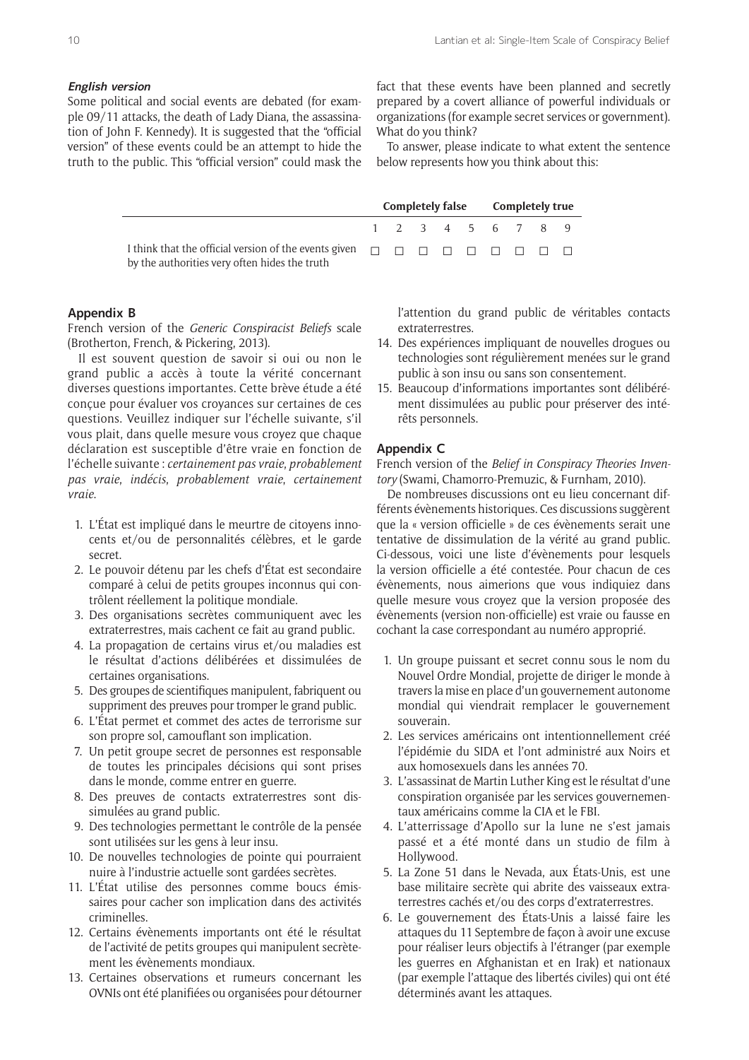***English version***

Some political and social events are debated (for example 09/11 attacks, the death of Lady Diana, the assassination of John F. Kennedy). It is suggested that the "official version" of these events could be an attempt to hide the truth to the public. This "official version" could mask the fact that these events have been planned and secretly prepared by a covert alliance of powerful individuals or organizations (for example secret services or government). What do you think?

To answer, please indicate to what extent the sentence below represents how you think about this:

| | **Completely false** | | | | | | | | **Completely true** |
|---|---|---|---|---|---|---|---|---|---|
| | 1 | 2 | 3 | 4 | 5 | 6 | 7 | 8 | 9 |
| I think that the official version of the events given by the authorities very often hides the truth | ☐ | ☐ | ☐ | ☐ | ☐ | ☐ | ☐ | ☐ | ☐ |

## Appendix B

French version of the *Generic Conspiracist Beliefs* scale (Brotherton, French, & Pickering, 2013).

Il est souvent question de savoir si oui ou non le grand public a accès à toute la vérité concernant diverses questions importantes. Cette brève étude a été conçue pour évaluer vos croyances sur certaines de ces questions. Veuillez indiquer sur l'échelle suivante, s'il vous plait, dans quelle mesure vous croyez que chaque déclaration est susceptible d'être vraie en fonction de l'échelle suivante : *certainement pas vraie*, *probablement pas vraie*, *indécis*, *probablement vraie*, *certainement vraie*.

1. L'État est impliqué dans le meurtre de citoyens innocents et/ou de personnalités célèbres, et le garde secret.
2. Le pouvoir détenu par les chefs d'État est secondaire comparé à celui de petits groupes inconnus qui contrôlent réellement la politique mondiale.
3. Des organisations secrètes communiquent avec les extraterrestres, mais cachent ce fait au grand public.
4. La propagation de certains virus et/ou maladies est le résultat d'actions délibérées et dissimulées de certaines organisations.
5. Des groupes de scientifiques manipulent, fabriquent ou suppriment des preuves pour tromper le grand public.
6. L'État permet et commet des actes de terrorisme sur son propre sol, camouflant son implication.
7. Un petit groupe secret de personnes est responsable de toutes les principales décisions qui sont prises dans le monde, comme entrer en guerre.
8. Des preuves de contacts extraterrestres sont dissimulées au grand public.
9. Des technologies permettant le contrôle de la pensée sont utilisées sur les gens à leur insu.
10. De nouvelles technologies de pointe qui pourraient nuire à l'industrie actuelle sont gardées secrètes.
11. L'État utilise des personnes comme boucs émissaires pour cacher son implication dans des activités criminelles.
12. Certains évènements importants ont été le résultat de l'activité de petits groupes qui manipulent secrètement les évènements mondiaux.
13. Certaines observations et rumeurs concernant les OVNIs ont été planifiées ou organisées pour détourner l'attention du grand public de véritables contacts extraterrestres.
14. Des expériences impliquant de nouvelles drogues ou technologies sont régulièrement menées sur le grand public à son insu ou sans son consentement.
15. Beaucoup d'informations importantes sont délibérément dissimulées au public pour préserver des intérêts personnels.

## Appendix C

French version of the *Belief in Conspiracy Theories Inventory* (Swami, Chamorro-Premuzic, & Furnham, 2010).

De nombreuses discussions ont eu lieu concernant différents évènements historiques. Ces discussions suggèrent que la « version officielle » de ces évènements serait une tentative de dissimulation de la vérité au grand public. Ci-dessous, voici une liste d'évènements pour lesquels la version officielle a été contestée. Pour chacun de ces évènements, nous aimerions que vous indiquiez dans quelle mesure vous croyez que la version proposée des évènements (version non-officielle) est vraie ou fausse en cochant la case correspondant au numéro approprié.

1. Un groupe puissant et secret connu sous le nom du Nouvel Ordre Mondial, projette de diriger le monde à travers la mise en place d'un gouvernement autonome mondial qui viendrait remplacer le gouvernement souverain.
2. Les services américains ont intentionnellement créé l'épidémie du SIDA et l'ont administré aux Noirs et aux homosexuels dans les années 70.
3. L'assassinat de Martin Luther King est le résultat d'une conspiration organisée par les services gouvernementaux américains comme la CIA et le FBI.
4. L'atterrissage d'Apollo sur la lune ne s'est jamais passé et a été monté dans un studio de film à Hollywood.
5. La Zone 51 dans le Nevada, aux États-Unis, est une base militaire secrète qui abrite des vaisseaux extraterrestres cachés et/ou des corps d'extraterrestres.
6. Le gouvernement des États-Unis a laissé faire les attaques du 11 Septembre de façon à avoir une excuse pour réaliser leurs objectifs à l'étranger (par exemple les guerres en Afghanistan et en Irak) et nationaux (par exemple l'attaque des libertés civiles) qui ont été déterminés avant les attaques.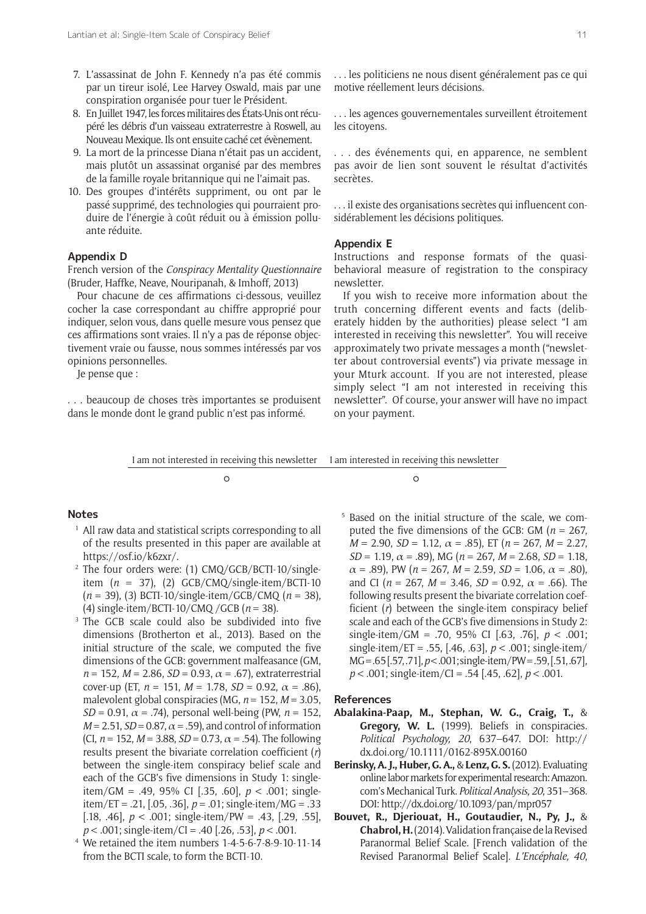7. L'assassinat de John F. Kennedy n'a pas été commis par un tireur isolé, Lee Harvey Oswald, mais par une conspiration organisée pour tuer le Président.
8. En Juillet 1947, les forces militaires des États-Unis ont récupéré les débris d'un vaisseau extraterrestre à Roswell, au Nouveau Mexique. Ils ont ensuite caché cet évènement.
9. La mort de la princesse Diana n'était pas un accident, mais plutôt un assassinat organisé par des membres de la famille royale britannique qui ne l'aimait pas.
10. Des groupes d'intérêts suppriment, ou ont par le passé supprimé, des technologies qui pourraient produire de l'énergie à coût réduit ou à émission polluante réduite.

### Appendix D

French version of the *Conspiracy Mentality Questionnaire* (Bruder, Haffke, Neave, Nouripanah, & Imhoff, 2013)

Pour chacune de ces affirmations ci-dessous, veuillez cocher la case correspondant au chiffre approprié pour indiquer, selon vous, dans quelle mesure vous pensez que ces affirmations sont vraies. Il n'y a pas de réponse objectivement vraie ou fausse, nous sommes intéressés par vos opinions personnelles.

Je pense que :

. . . beaucoup de choses très importantes se produisent dans le monde dont le grand public n'est pas informé.

. . . les politiciens ne nous disent généralement pas ce qui motive réellement leurs décisions.

. . . les agences gouvernementales surveillent étroitement les citoyens.

. . . des événements qui, en apparence, ne semblent pas avoir de lien sont souvent le résultat d'activités secrètes.

. . . il existe des organisations secrètes qui influencent considérablement les décisions politiques.

### Appendix E

Instructions and response formats of the quasi-behavioral measure of registration to the conspiracy newsletter.

If you wish to receive more information about the truth concerning different events and facts (deliberately hidden by the authorities) please select "I am interested in receiving this newsletter". You will receive approximately two private messages a month ("newsletter about controversial events") via private message in your Mturk account. If you are not interested, please simply select "I am not interested in receiving this newsletter". Of course, your answer will have no impact on your payment.

| I am not interested in receiving this newsletter | I am interested in receiving this newsletter |
|---|---|
| ○ | ○ |

### Notes

1 All raw data and statistical scripts corresponding to all of the results presented in this paper are available at https://osf.io/k6zxr/.

2 The four orders were: (1) CMQ/GCB/BCTI-10/single-item ($n$ = 37), (2) GCB/CMQ/single-item/BCTI-10 ($n$ = 39), (3) BCTI-10/single-item/GCB/CMQ ($n$ = 38), (4) single-item/BCTI-10/CMQ /GCB ($n$ = 38).

3 The GCB scale could also be subdivided into five dimensions (Brotherton et al., 2013). Based on the initial structure of the scale, we computed the five dimensions of the GCB: government malfeasance (GM, $n$ = 152, $M$ = 2.86, $SD$ = 0.93, $\alpha$ = .67), extraterrestrial cover-up (ET, $n$ = 151, $M$ = 1.78, $SD$ = 0.92, $\alpha$ = .86), malevolent global conspiracies (MG, $n$ = 152, $M$ = 3.05, $SD$ = 0.91, $\alpha$ = .74), personal well-being (PW, $n$ = 152, $M$ = 2.51, $SD$ = 0.87, $\alpha$ = .59), and control of information (CI, $n$ = 152, $M$ = 3.88, $SD$ = 0.73, $\alpha$ = .54). The following results present the bivariate correlation coefficient ($r$) between the single-item conspiracy belief scale and each of the GCB's five dimensions in Study 1: single-item/GM = .49, 95% CI [.35, .60], $p$ < .001; single-item/ET = .21, [.05, .36], $p$ = .01; single-item/MG = .33 [.18, .46], $p$ < .001; single-item/PW = .43, [.29, .55], $p$ < .001; single-item/CI = .40 [.26, .53], $p$ < .001.

4 We retained the item numbers 1-4-5-6-7-8-9-10-11-14 from the BCTI scale, to form the BCTI-10.

5 Based on the initial structure of the scale, we computed the five dimensions of the GCB: GM ($n$ = 267, $M$ = 2.90, $SD$ = 1.12, $\alpha$ = .85), ET ($n$ = 267, $M$ = 2.27, $SD$ = 1.19, $\alpha$ = .89), MG ($n$ = 267, $M$ = 2.68, $SD$ = 1.18, $\alpha$ = .89), PW ($n$ = 267, $M$ = 2.59, $SD$ = 1.06, $\alpha$ = .80), and CI ($n$ = 267, $M$ = 3.46, $SD$ = 0.92, $\alpha$ = .66). The following results present the bivariate correlation coefficient ($r$) between the single-item conspiracy belief scale and each of the GCB's five dimensions in Study 2: single-item/GM = .70, 95% CI [.63, .76], $p$ < .001; single-item/ET = .55, [.46, .63], $p$ < .001; single-item/MG = .65 [.57, .71], $p$ < .001; single-item/PW = .59, [.51, .67], $p$ < .001; single-item/CI = .54 [.45, .62], $p$ < .001.

### References

**Abalakina-Paap, M., Stephan, W. G., Craig, T.,** & **Gregory, W. L.** (1999). Beliefs in conspiracies. *Political Psychology, 20*, 637–647. DOI: http://dx.doi.org/10.1111/0162-895X.00160

**Berinsky, A. J., Huber, G. A.,** & **Lenz, G. S.** (2012). Evaluating online labor markets for experimental research: Amazon.com's Mechanical Turk. *Political Analysis, 20*, 351–368. DOI: http://dx.doi.org/10.1093/pan/mpr057

**Bouvet, R., Djeriouat, H., Goutaudier, N., Py, J.,** & **Chabrol, H.** (2014). Validation française de la Revised Paranormal Belief Scale. [French validation of the Revised Paranormal Belief Scale]. *L'Encéphale, 40*,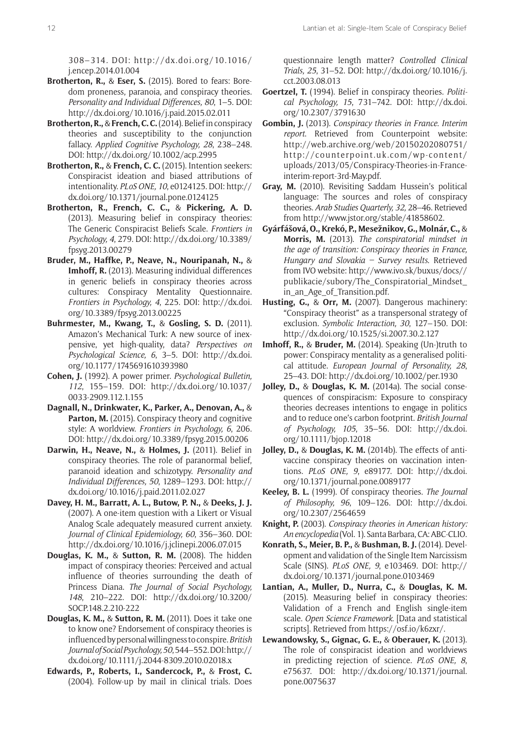308–314. DOI: http://dx.doi.org/10.1016/j.encep.2014.01.004

**Brotherton, R.,** & **Eser, S.** (2015). Bored to fears: Boredom proneness, paranoia, and conspiracy theories. *Personality and Individual Differences, 80*, 1–5. DOI: http://dx.doi.org/10.1016/j.paid.2015.02.011

**Brotherton, R.,** & **French, C. C.** (2014). Belief in conspiracy theories and susceptibility to the conjunction fallacy. *Applied Cognitive Psychology, 28*, 238–248. DOI: http://dx.doi.org/10.1002/acp.2995

**Brotherton, R.,** & **French, C. C.** (2015). Intention seekers: Conspiracist ideation and biased attributions of intentionality. *PLoS ONE, 10*, e0124125. DOI: http://dx.doi.org/10.1371/journal.pone.0124125

**Brotherton, R., French, C. C.,** & **Pickering, A. D.** (2013). Measuring belief in conspiracy theories: The Generic Conspiracist Beliefs Scale. *Frontiers in Psychology, 4*, 279. DOI: http://dx.doi.org/10.3389/fpsyg.2013.00279

**Bruder, M., Haffke, P., Neave, N., Nouripanah, N.,** & **Imhoff, R.** (2013). Measuring individual differences in generic beliefs in conspiracy theories across cultures: Conspiracy Mentality Questionnaire. *Frontiers in Psychology, 4*, 225. DOI: http://dx.doi.org/10.3389/fpsyg.2013.00225

**Buhrmester, M., Kwang, T.,** & **Gosling, S. D.** (2011). Amazon's Mechanical Turk: A new source of inexpensive, yet high-quality, data? *Perspectives on Psychological Science, 6*, 3–5. DOI: http://dx.doi.org/10.1177/1745691610393980

**Cohen, J.** (1992). A power primer. *Psychological Bulletin, 112*, 155–159. DOI: http://dx.doi.org/10.1037/0033-2909.112.1.155

**Dagnall, N., Drinkwater, K., Parker, A., Denovan, A.,** & **Parton, M.** (2015). Conspiracy theory and cognitive style: A worldview. *Frontiers in Psychology, 6*, 206. DOI: http://dx.doi.org/10.3389/fpsyg.2015.00206

**Darwin, H., Neave, N.,** & **Holmes, J.** (2011). Belief in conspiracy theories. The role of paranormal belief, paranoid ideation and schizotypy. *Personality and Individual Differences, 50*, 1289–1293. DOI: http://dx.doi.org/10.1016/j.paid.2011.02.027

**Davey, H. M., Barratt, A. L., Butow, P. N.,** & **Deeks, J. J.** (2007). A one-item question with a Likert or Visual Analog Scale adequately measured current anxiety. *Journal of Clinical Epidemiology, 60*, 356–360. DOI: http://dx.doi.org/10.1016/j.jclinepi.2006.07.015

**Douglas, K. M.,** & **Sutton, R. M.** (2008). The hidden impact of conspiracy theories: Perceived and actual influence of theories surrounding the death of Princess Diana. *The Journal of Social Psychology, 148*, 210–222. DOI: http://dx.doi.org/10.3200/SOCP.148.2.210-222

**Douglas, K. M.,** & **Sutton, R. M.** (2011). Does it take one to know one? Endorsement of conspiracy theories is influenced by personal willingness to conspire. *British Journal of Social Psychology, 50*, 544–552. DOI: http://dx.doi.org/10.1111/j.2044-8309.2010.02018.x

**Edwards, P., Roberts, I., Sandercock, P.,** & **Frost, C.** (2004). Follow-up by mail in clinical trials. Does questionnaire length matter? *Controlled Clinical Trials, 25*, 31–52. DOI: http://dx.doi.org/10.1016/j.cct.2003.08.013

**Goertzel, T.** (1994). Belief in conspiracy theories. *Political Psychology, 15*, 731–742. DOI: http://dx.doi.org/10.2307/3791630

**Gombin, J.** (2013). *Conspiracy theories in France. Interim report*. Retrieved from Counterpoint website: http://web.archive.org/web/20150202080751/http://counterpoint.uk.com/wp-content/uploads/2013/05/Conspiracy-Theories-in-France-interim-report-3rd-May.pdf.

**Gray, M.** (2010). Revisiting Saddam Hussein's political language: The sources and roles of conspiracy theories. *Arab Studies Quarterly, 32*, 28–46. Retrieved from http://www.jstor.org/stable/41858602.

**Gyárfášová, O., Krekó, P., Mesežnikov, G., Molnár, C.,** & **Morris, M.** (2013). *The conspiratorial mindset in the age of transition: Conspiracy theories in France, Hungary and Slovakia – Survey results*. Retrieved from IVO website: http://www.ivo.sk/buxus/docs//publikacie/subory/The_Conspiratorial_Mindset_in_an_Age_of_Transition.pdf.

**Husting, G.,** & **Orr, M.** (2007). Dangerous machinery: "Conspiracy theorist" as a transpersonal strategy of exclusion. *Symbolic Interaction, 30*, 127–150. DOI: http://dx.doi.org/10.1525/si.2007.30.2.127

**Imhoff, R.,** & **Bruder, M.** (2014). Speaking (Un-)truth to power: Conspiracy mentality as a generalised political attitude. *European Journal of Personality, 28*, 25–43. DOI: http://dx.doi.org/10.1002/per.1930

**Jolley, D.,** & **Douglas, K. M.** (2014a). The social consequences of conspiracism: Exposure to conspiracy theories decreases intentions to engage in politics and to reduce one's carbon footprint. *British Journal of Psychology, 105*, 35–56. DOI: http://dx.doi.org/10.1111/bjop.12018

**Jolley, D.,** & **Douglas, K. M.** (2014b). The effects of anti-vaccine conspiracy theories on vaccination intentions. *PLoS ONE, 9*, e89177. DOI: http://dx.doi.org/10.1371/journal.pone.0089177

**Keeley, B. L.** (1999). Of conspiracy theories. *The Journal of Philosophy, 96*, 109–126. DOI: http://dx.doi.org/10.2307/2564659

**Knight, P.** (2003). *Conspiracy theories in American history: An encyclopedia* (Vol. 1). Santa Barbara, CA: ABC-CLIO.

**Konrath, S., Meier, B. P.,** & **Bushman, B. J.** (2014). Development and validation of the Single Item Narcissism Scale (SINS). *PLoS ONE, 9*, e103469. DOI: http://dx.doi.org/10.1371/journal.pone.0103469

**Lantian, A., Muller, D., Nurra, C.,** & **Douglas, K. M.** (2015). Measuring belief in conspiracy theories: Validation of a French and English single-item scale. *Open Science Framework*. [Data and statistical scripts]. Retrieved from https://osf.io/k6zxr/.

**Lewandowsky, S., Gignac, G. E.,** & **Oberauer, K.** (2013). The role of conspiracist ideation and worldviews in predicting rejection of science. *PLoS ONE, 8*, e75637. DOI: http://dx.doi.org/10.1371/journal.pone.0075637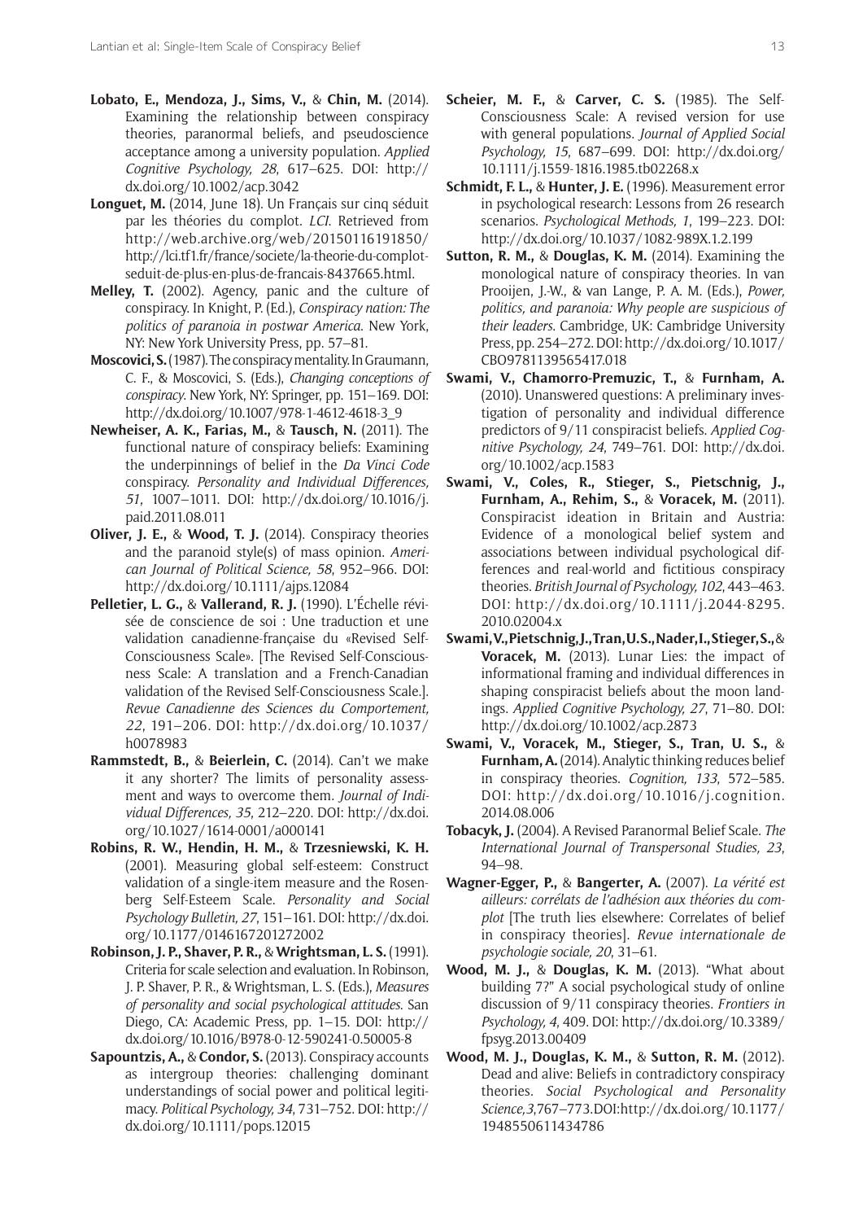**Lobato, E., Mendoza, J., Sims, V.,** & **Chin, M.** (2014). Examining the relationship between conspiracy theories, paranormal beliefs, and pseudoscience acceptance among a university population. *Applied Cognitive Psychology, 28*, 617–625. DOI: http://dx.doi.org/10.1002/acp.3042

**Longuet, M.** (2014, June 18). Un Français sur cinq séduit par les théories du complot. *LCI*. Retrieved from http://web.archive.org/web/20150116191850/http://lci.tf1.fr/france/societe/la-theorie-du-complot-seduit-de-plus-en-plus-de-francais-8437665.html.

**Melley, T.** (2002). Agency, panic and the culture of conspiracy. In Knight, P. (Ed.), *Conspiracy nation: The politics of paranoia in postwar America*. New York, NY: New York University Press, pp. 57–81.

**Moscovici, S.** (1987). The conspiracy mentality. In Graumann, C. F., & Moscovici, S. (Eds.), *Changing conceptions of conspiracy*. New York, NY: Springer, pp. 151–169. DOI: http://dx.doi.org/10.1007/978-1-4612-4618-3_9

**Newheiser, A. K., Farias, M.,** & **Tausch, N.** (2011). The functional nature of conspiracy beliefs: Examining the underpinnings of belief in the *Da Vinci Code* conspiracy. *Personality and Individual Differences, 51*, 1007–1011. DOI: http://dx.doi.org/10.1016/j.paid.2011.08.011

**Oliver, J. E.,** & **Wood, T. J.** (2014). Conspiracy theories and the paranoid style(s) of mass opinion. *American Journal of Political Science, 58*, 952–966. DOI: http://dx.doi.org/10.1111/ajps.12084

**Pelletier, L. G.,** & **Vallerand, R. J.** (1990). L'Échelle révisée de conscience de soi : Une traduction et une validation canadienne-française du «Revised Self-Consciousness Scale». [The Revised Self-Consciousness Scale: A translation and a French-Canadian validation of the Revised Self-Consciousness Scale.]. *Revue Canadienne des Sciences du Comportement, 22*, 191–206. DOI: http://dx.doi.org/10.1037/h0078983

**Rammstedt, B.,** & **Beierlein, C.** (2014). Can't we make it any shorter? The limits of personality assessment and ways to overcome them. *Journal of Individual Differences, 35*, 212–220. DOI: http://dx.doi.org/10.1027/1614-0001/a000141

**Robins, R. W., Hendin, H. M.,** & **Trzesniewski, K. H.** (2001). Measuring global self-esteem: Construct validation of a single-item measure and the Rosenberg Self-Esteem Scale. *Personality and Social Psychology Bulletin, 27*, 151–161. DOI: http://dx.doi.org/10.1177/0146167201272002

**Robinson, J. P., Shaver, P. R.,** & **Wrightsman, L. S.** (1991). Criteria for scale selection and evaluation. In Robinson, J. P. Shaver, P. R., & Wrightsman, L. S. (Eds.), *Measures of personality and social psychological attitudes*. San Diego, CA: Academic Press, pp. 1–15. DOI: http://dx.doi.org/10.1016/B978-0-12-590241-0.50005-8

**Sapountzis, A.,** & **Condor, S.** (2013). Conspiracy accounts as intergroup theories: challenging dominant understandings of social power and political legitimacy. *Political Psychology, 34*, 731–752. DOI: http://dx.doi.org/10.1111/pops.12015

**Scheier, M. F.,** & **Carver, C. S.** (1985). The Self-Consciousness Scale: A revised version for use with general populations. *Journal of Applied Social Psychology, 15*, 687–699. DOI: http://dx.doi.org/10.1111/j.1559-1816.1985.tb02268.x

**Schmidt, F. L.,** & **Hunter, J. E.** (1996). Measurement error in psychological research: Lessons from 26 research scenarios. *Psychological Methods, 1*, 199–223. DOI: http://dx.doi.org/10.1037/1082-989X.1.2.199

**Sutton, R. M.,** & **Douglas, K. M.** (2014). Examining the monological nature of conspiracy theories. In van Prooijen, J.-W., & van Lange, P. A. M. (Eds.), *Power, politics, and paranoia: Why people are suspicious of their leaders*. Cambridge, UK: Cambridge University Press, pp. 254–272. DOI: http://dx.doi.org/10.1017/CBO9781139565417.018

**Swami, V., Chamorro-Premuzic, T.,** & **Furnham, A.** (2010). Unanswered questions: A preliminary investigation of personality and individual difference predictors of 9/11 conspiracist beliefs. *Applied Cognitive Psychology, 24*, 749–761. DOI: http://dx.doi.org/10.1002/acp.1583

**Swami, V., Coles, R., Stieger, S., Pietschnig, J., Furnham, A., Rehim, S.,** & **Voracek, M.** (2011). Conspiracist ideation in Britain and Austria: Evidence of a monological belief system and associations between individual psychological differences and real-world and fictitious conspiracy theories. *British Journal of Psychology, 102*, 443–463. DOI: http://dx.doi.org/10.1111/j.2044-8295.2010.02004.x

**Swami, V., Pietschnig, J., Tran, U. S., Nader, I., Stieger, S.,** & **Voracek, M.** (2013). Lunar Lies: the impact of informational framing and individual differences in shaping conspiracist beliefs about the moon landings. *Applied Cognitive Psychology, 27*, 71–80. DOI: http://dx.doi.org/10.1002/acp.2873

**Swami, V., Voracek, M., Stieger, S., Tran, U. S.,** & **Furnham, A.** (2014). Analytic thinking reduces belief in conspiracy theories. *Cognition, 133*, 572–585. DOI: http://dx.doi.org/10.1016/j.cognition.2014.08.006

**Tobacyk, J.** (2004). A Revised Paranormal Belief Scale. *The International Journal of Transpersonal Studies, 23*, 94–98.

**Wagner-Egger, P.,** & **Bangerter, A.** (2007). *La vérité est ailleurs: corrélats de l'adhésion aux théories du complot* [The truth lies elsewhere: Correlates of belief in conspiracy theories]. *Revue internationale de psychologie sociale, 20*, 31–61.

**Wood, M. J.,** & **Douglas, K. M.** (2013). "What about building 7?" A social psychological study of online discussion of 9/11 conspiracy theories. *Frontiers in Psychology, 4*, 409. DOI: http://dx.doi.org/10.3389/fpsyg.2013.00409

**Wood, M. J., Douglas, K. M.,** & **Sutton, R. M.** (2012). Dead and alive: Beliefs in contradictory conspiracy theories. *Social Psychological and Personality Science, 3*, 767–773. DOI: http://dx.doi.org/10.1177/1948550611434786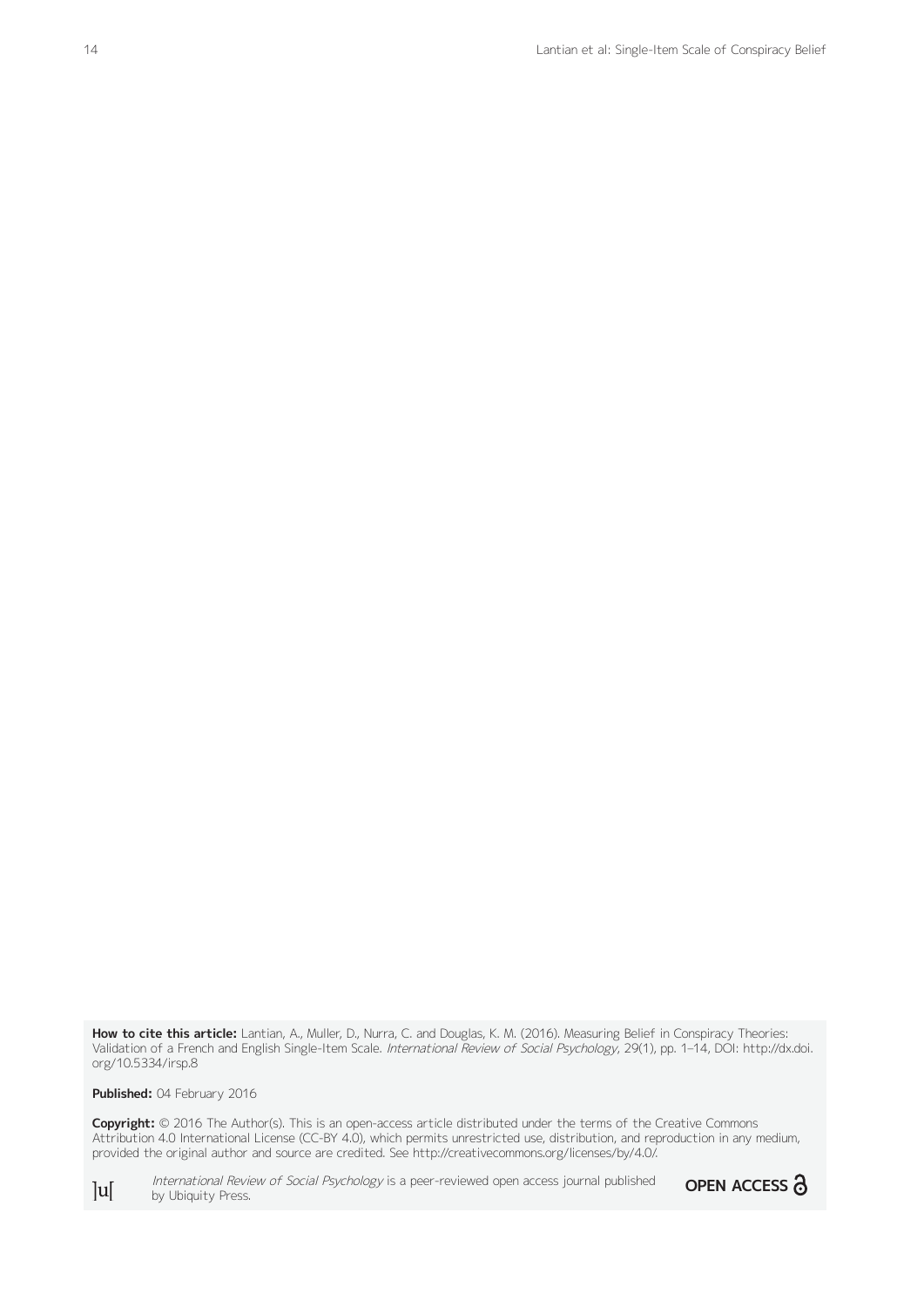**How to cite this article:** Lantian, A., Muller, D., Nurra, C. and Douglas, K. M. (2016). Measuring Belief in Conspiracy Theories: Validation of a French and English Single-Item Scale. *International Review of Social Psychology*, 29(1), pp. 1–14, DOI: http://dx.doi.org/10.5334/irsp.8

**Published:** 04 February 2016

**Copyright:** © 2016 The Author(s). This is an open-access article distributed under the terms of the Creative Commons Attribution 4.0 International License (CC-BY 4.0), which permits unrestricted use, distribution, and reproduction in any medium, provided the original author and source are credited. See http://creativecommons.org/licenses/by/4.0/.

*International Review of Social Psychology* is a peer-reviewed open access journal published by Ubiquity Press.

**OPEN ACCESS**